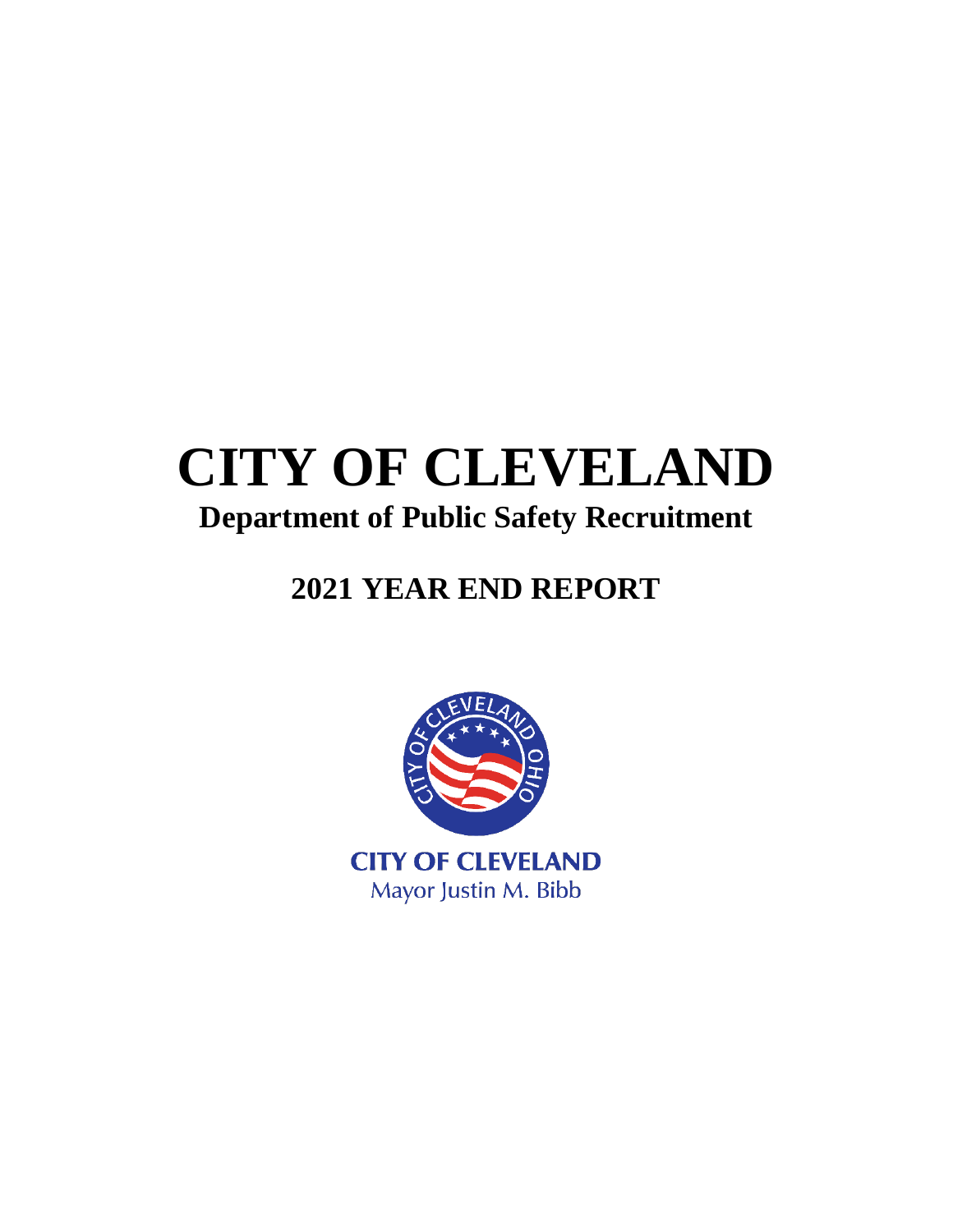# CITY OF CLEVELAND

## Department of Public Safety Recruitment

## 2021 YEAR END REPORT

CITY OF CLEVELAND
Mayor Justin M. Bibb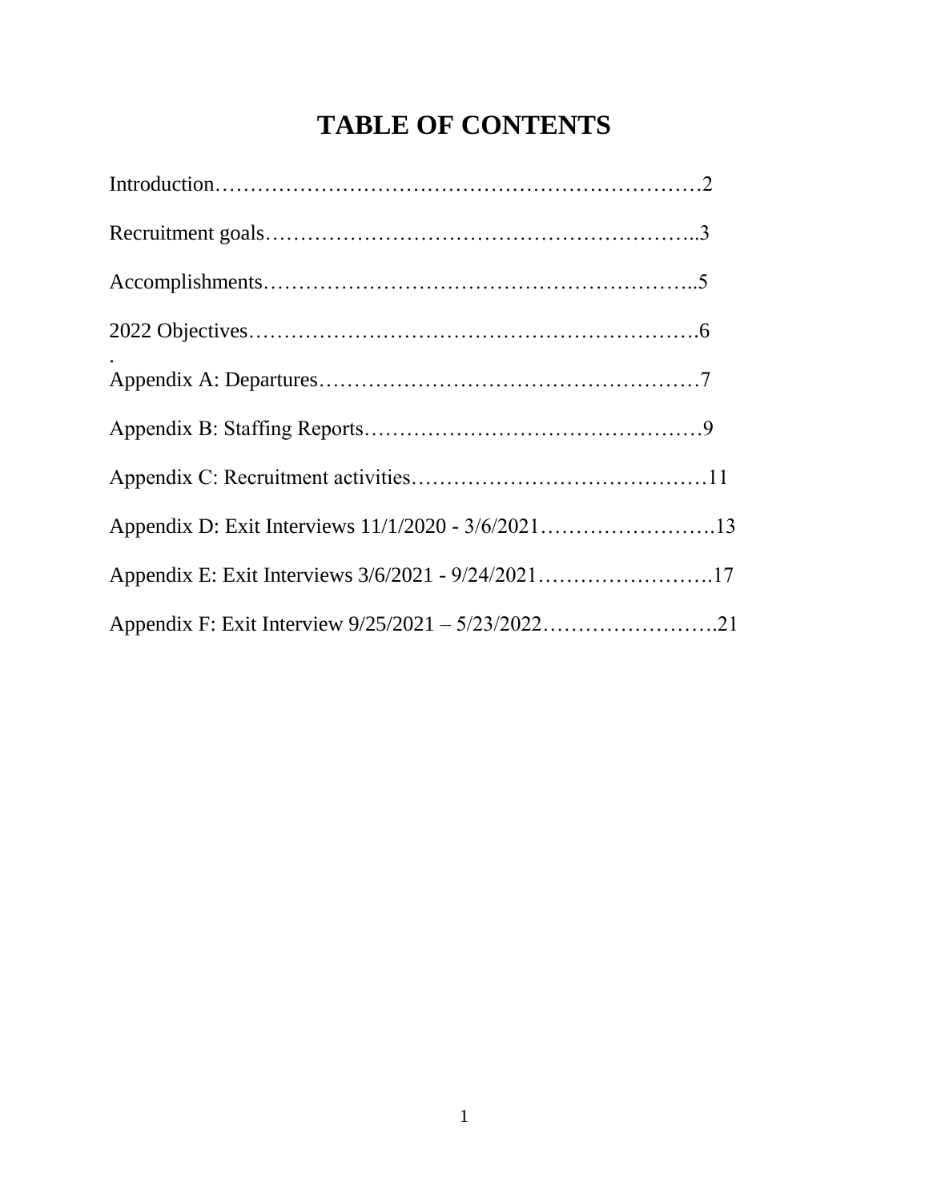# TABLE OF CONTENTS

Introduction……………………………………………………………2

Recruitment goals…………………………………………………..3

Accomplishments…………………………………………………..5

2022 Objectives……………………………………………………….6
.
Appendix A: Departures………………………………………………7

Appendix B: Staffing Reports…………………………………………9

Appendix C: Recruitment activities……………………………………11

Appendix D: Exit Interviews 11/1/2020 - 3/6/2021…………………….13

Appendix E: Exit Interviews 3/6/2021 - 9/24/2021…………………….17

Appendix F: Exit Interview 9/25/2021 – 5/23/2022…………………….21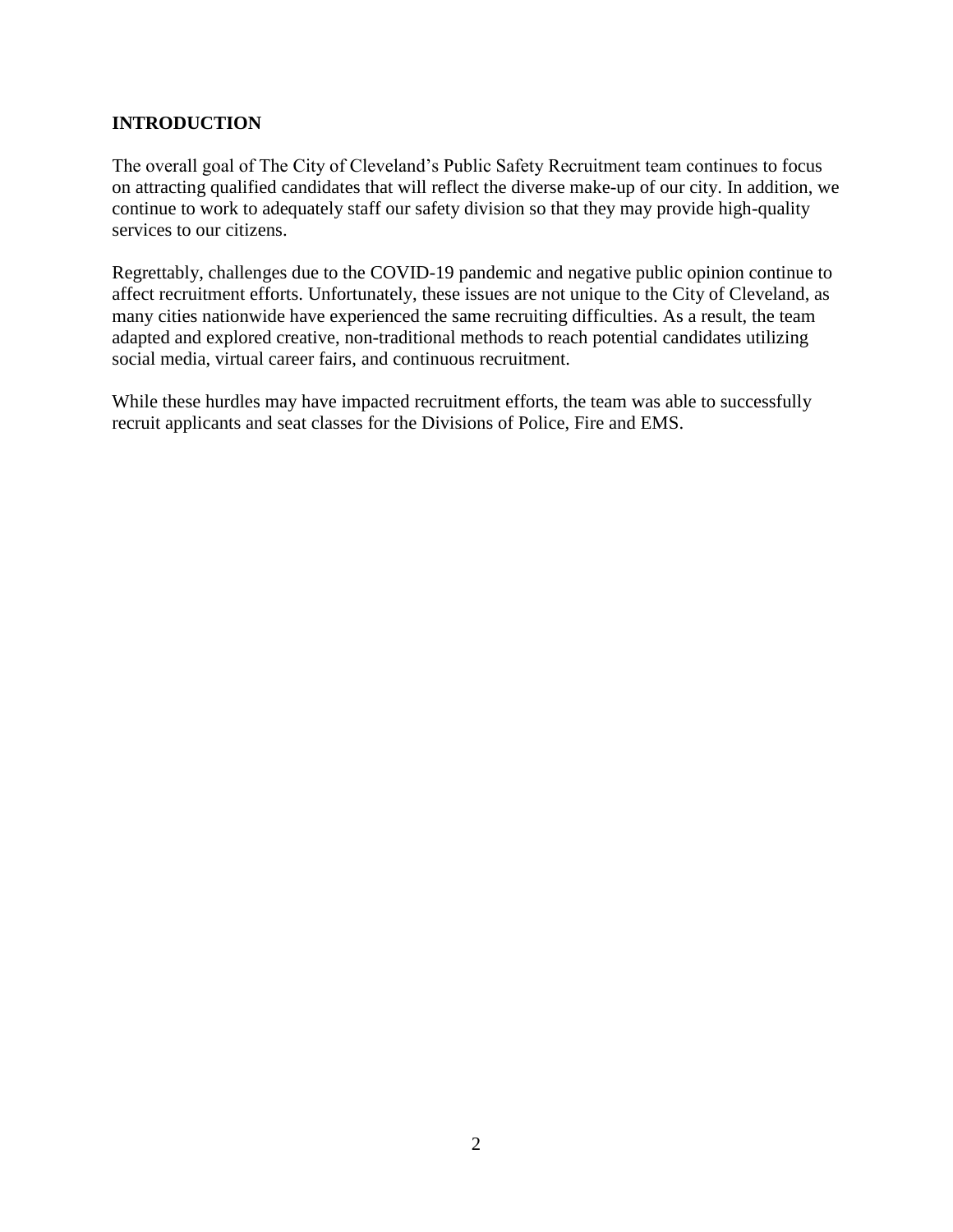## INTRODUCTION

The overall goal of The City of Cleveland's Public Safety Recruitment team continues to focus on attracting qualified candidates that will reflect the diverse make-up of our city. In addition, we continue to work to adequately staff our safety division so that they may provide high-quality services to our citizens.

Regrettably, challenges due to the COVID-19 pandemic and negative public opinion continue to affect recruitment efforts. Unfortunately, these issues are not unique to the City of Cleveland, as many cities nationwide have experienced the same recruiting difficulties. As a result, the team adapted and explored creative, non-traditional methods to reach potential candidates utilizing social media, virtual career fairs, and continuous recruitment.

While these hurdles may have impacted recruitment efforts, the team was able to successfully recruit applicants and seat classes for the Divisions of Police, Fire and EMS.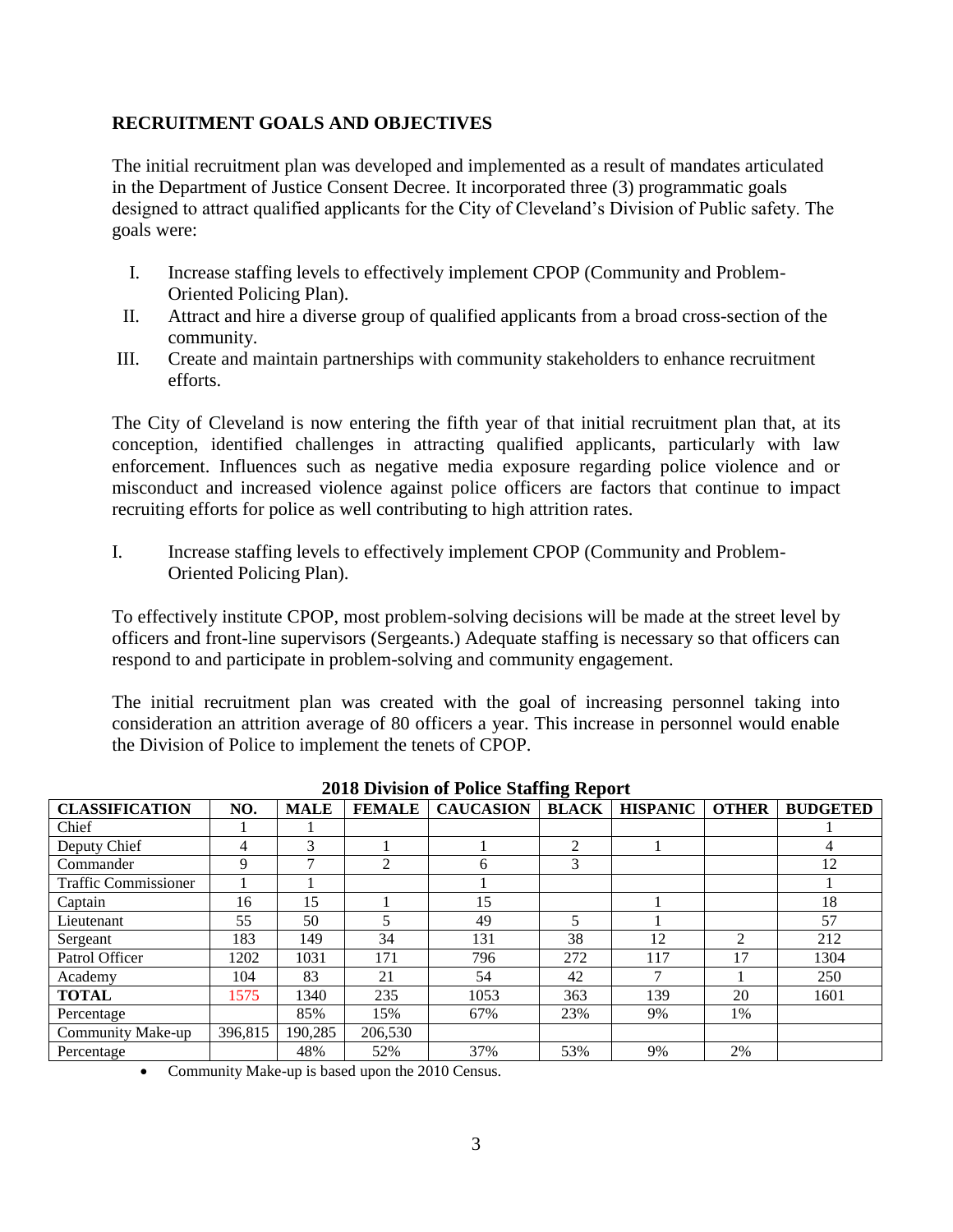## RECRUITMENT GOALS AND OBJECTIVES

The initial recruitment plan was developed and implemented as a result of mandates articulated in the Department of Justice Consent Decree. It incorporated three (3) programmatic goals designed to attract qualified applicants for the City of Cleveland's Division of Public safety. The goals were:

I. Increase staffing levels to effectively implement CPOP (Community and Problem-Oriented Policing Plan).
II. Attract and hire a diverse group of qualified applicants from a broad cross-section of the community.
III. Create and maintain partnerships with community stakeholders to enhance recruitment efforts.

The City of Cleveland is now entering the fifth year of that initial recruitment plan that, at its conception, identified challenges in attracting qualified applicants, particularly with law enforcement. Influences such as negative media exposure regarding police violence and or misconduct and increased violence against police officers are factors that continue to impact recruiting efforts for police as well contributing to high attrition rates.

I. Increase staffing levels to effectively implement CPOP (Community and Problem-Oriented Policing Plan).

To effectively institute CPOP, most problem-solving decisions will be made at the street level by officers and front-line supervisors (Sergeants.) Adequate staffing is necessary so that officers can respond to and participate in problem-solving and community engagement.

The initial recruitment plan was created with the goal of increasing personnel taking into consideration an attrition average of 80 officers a year. This increase in personnel would enable the Division of Police to implement the tenets of CPOP.

**2018 Division of Police Staffing Report**

| CLASSIFICATION | NO. | MALE | FEMALE | CAUCASION | BLACK | HISPANIC | OTHER | BUDGETED |
|---|---|---|---|---|---|---|---|---|
| Chief | 1 | 1 | | | | | | 1 |
| Deputy Chief | 4 | 3 | 1 | 1 | 2 | 1 | | 4 |
| Commander | 9 | 7 | 2 | 6 | 3 | | | 12 |
| Traffic Commissioner | 1 | 1 | | 1 | | | | 1 |
| Captain | 16 | 15 | 1 | 15 | | 1 | | 18 |
| Lieutenant | 55 | 50 | 5 | 49 | 5 | 1 | | 57 |
| Sergeant | 183 | 149 | 34 | 131 | 38 | 12 | 2 | 212 |
| Patrol Officer | 1202 | 1031 | 171 | 796 | 272 | 117 | 17 | 1304 |
| Academy | 104 | 83 | 21 | 54 | 42 | 7 | 1 | 250 |
| **TOTAL** | 1575 | 1340 | 235 | 1053 | 363 | 139 | 20 | 1601 |
| Percentage | | 85% | 15% | 67% | 23% | 9% | 1% | |
| Community Make-up | 396,815 | 190,285 | 206,530 | | | | | |
| Percentage | | 48% | 52% | 37% | 53% | 9% | 2% | |

- Community Make-up is based upon the 2010 Census.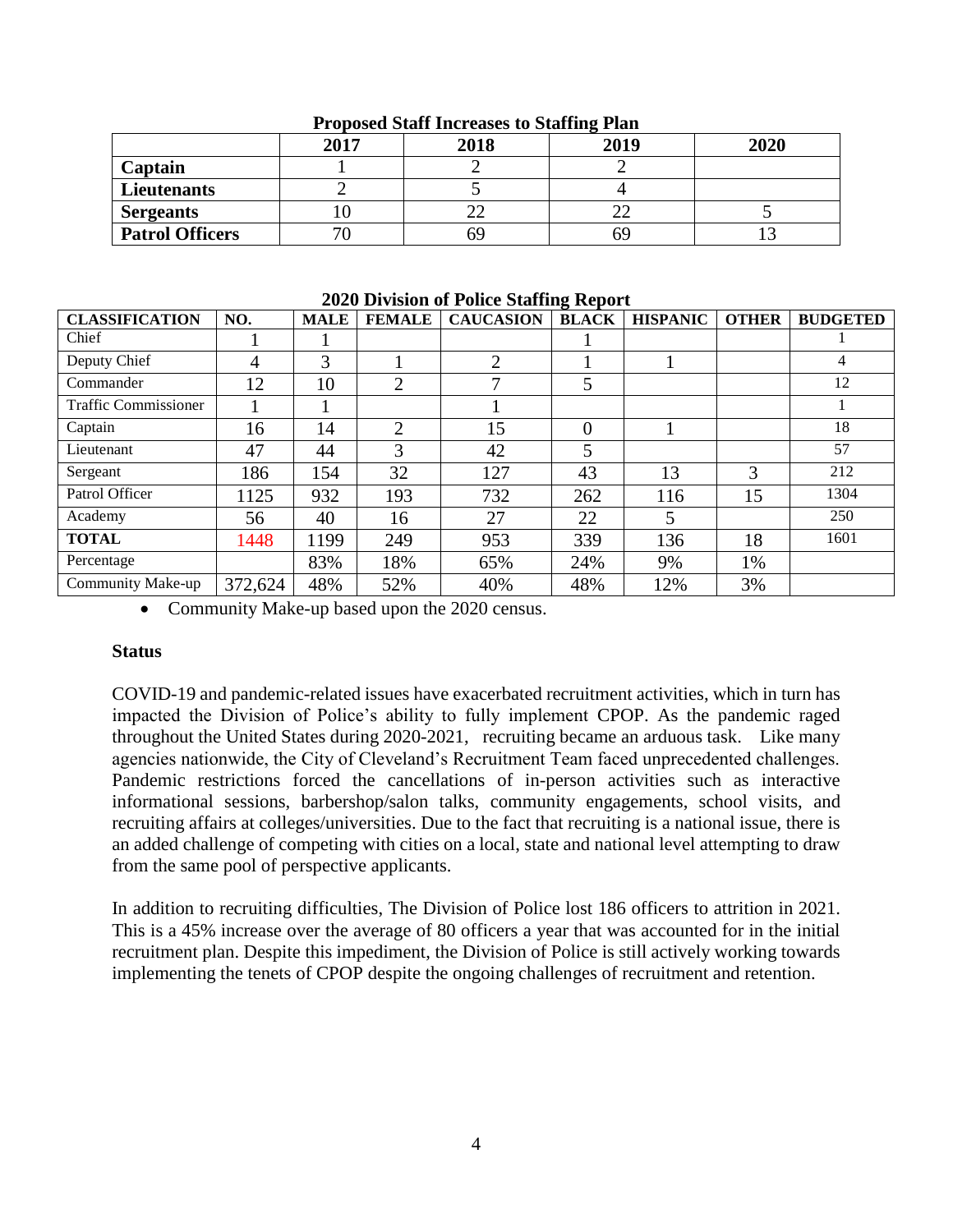**Proposed Staff Increases to Staffing Plan**

| | 2017 | 2018 | 2019 | 2020 |
|---|---|---|---|---|
| **Captain** | 1 | 2 | 2 | |
| **Lieutenants** | 2 | 5 | 4 | |
| **Sergeants** | 10 | 22 | 22 | 5 |
| **Patrol Officers** | 70 | 69 | 69 | 13 |

**2020 Division of Police Staffing Report**

| CLASSIFICATION | NO. | MALE | FEMALE | CAUCASION | BLACK | HISPANIC | OTHER | BUDGETED |
|---|---|---|---|---|---|---|---|---|
| Chief | 1 | 1 | | | 1 | | | 1 |
| Deputy Chief | 4 | 3 | 1 | 2 | 1 | 1 | | 4 |
| Commander | 12 | 10 | 2 | 7 | 5 | | | 12 |
| Traffic Commissioner | 1 | 1 | | 1 | | | | 1 |
| Captain | 16 | 14 | 2 | 15 | 0 | 1 | | 18 |
| Lieutenant | 47 | 44 | 3 | 42 | 5 | | | 57 |
| Sergeant | 186 | 154 | 32 | 127 | 43 | 13 | 3 | 212 |
| Patrol Officer | 1125 | 932 | 193 | 732 | 262 | 116 | 15 | 1304 |
| Academy | 56 | 40 | 16 | 27 | 22 | 5 | | 250 |
| **TOTAL** | 1448 | 1199 | 249 | 953 | 339 | 136 | 18 | 1601 |
| Percentage | | 83% | 18% | 65% | 24% | 9% | 1% | |
| Community Make-up | 372,624 | 48% | 52% | 40% | 48% | 12% | 3% | |

- Community Make-up based upon the 2020 census.

**Status**

COVID-19 and pandemic-related issues have exacerbated recruitment activities, which in turn has impacted the Division of Police's ability to fully implement CPOP. As the pandemic raged throughout the United States during 2020-2021, recruiting became an arduous task. Like many agencies nationwide, the City of Cleveland's Recruitment Team faced unprecedented challenges. Pandemic restrictions forced the cancellations of in-person activities such as interactive informational sessions, barbershop/salon talks, community engagements, school visits, and recruiting affairs at colleges/universities. Due to the fact that recruiting is a national issue, there is an added challenge of competing with cities on a local, state and national level attempting to draw from the same pool of perspective applicants.

In addition to recruiting difficulties, The Division of Police lost 186 officers to attrition in 2021. This is a 45% increase over the average of 80 officers a year that was accounted for in the initial recruitment plan. Despite this impediment, the Division of Police is still actively working towards implementing the tenets of CPOP despite the ongoing challenges of recruitment and retention.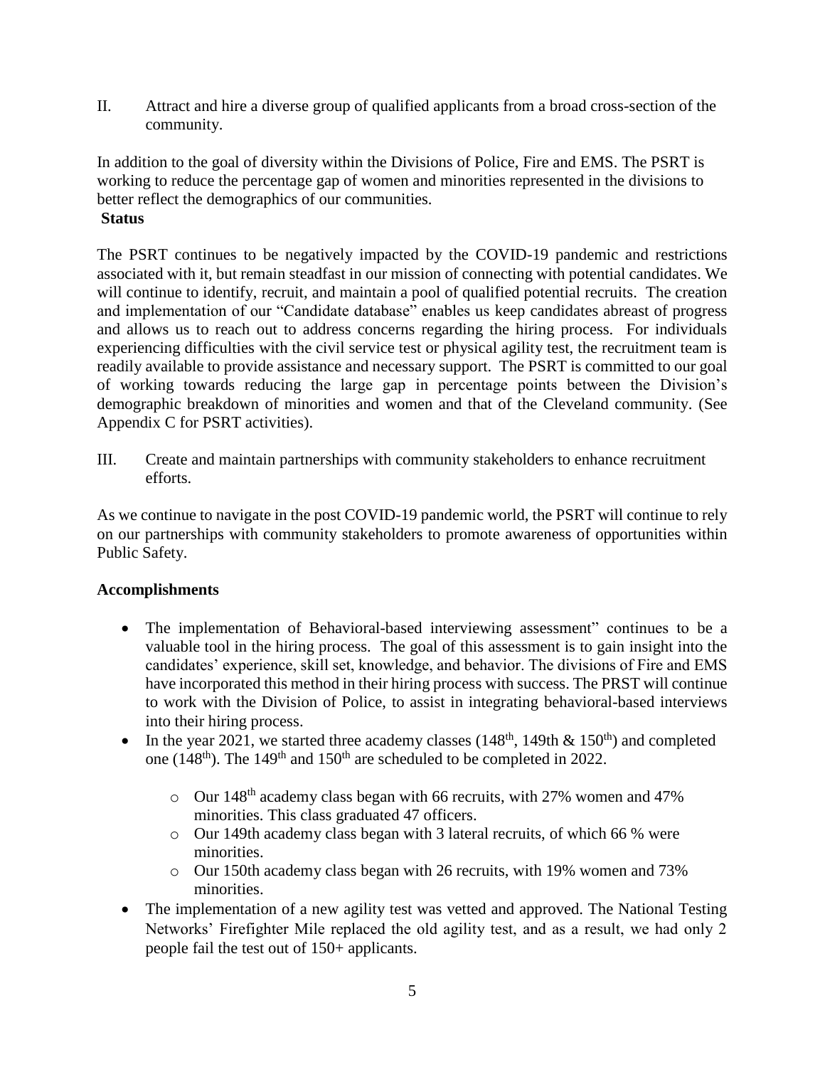II. Attract and hire a diverse group of qualified applicants from a broad cross-section of the community.

In addition to the goal of diversity within the Divisions of Police, Fire and EMS. The PSRT is working to reduce the percentage gap of women and minorities represented in the divisions to better reflect the demographics of our communities.

**Status**

The PSRT continues to be negatively impacted by the COVID-19 pandemic and restrictions associated with it, but remain steadfast in our mission of connecting with potential candidates. We will continue to identify, recruit, and maintain a pool of qualified potential recruits. The creation and implementation of our "Candidate database" enables us keep candidates abreast of progress and allows us to reach out to address concerns regarding the hiring process. For individuals experiencing difficulties with the civil service test or physical agility test, the recruitment team is readily available to provide assistance and necessary support. The PSRT is committed to our goal of working towards reducing the large gap in percentage points between the Division's demographic breakdown of minorities and women and that of the Cleveland community. (See Appendix C for PSRT activities).

III. Create and maintain partnerships with community stakeholders to enhance recruitment efforts.

As we continue to navigate in the post COVID-19 pandemic world, the PSRT will continue to rely on our partnerships with community stakeholders to promote awareness of opportunities within Public Safety.

**Accomplishments**

- The implementation of Behavioral-based interviewing assessment" continues to be a valuable tool in the hiring process. The goal of this assessment is to gain insight into the candidates' experience, skill set, knowledge, and behavior. The divisions of Fire and EMS have incorporated this method in their hiring process with success. The PRST will continue to work with the Division of Police, to assist in integrating behavioral-based interviews into their hiring process.
- In the year 2021, we started three academy classes (148th, 149th & 150th) and completed one (148th). The 149th and 150th are scheduled to be completed in 2022.
    - Our 148th academy class began with 66 recruits, with 27% women and 47% minorities. This class graduated 47 officers.
    - Our 149th academy class began with 3 lateral recruits, of which 66 % were minorities.
    - Our 150th academy class began with 26 recruits, with 19% women and 73% minorities.
- The implementation of a new agility test was vetted and approved. The National Testing Networks' Firefighter Mile replaced the old agility test, and as a result, we had only 2 people fail the test out of 150+ applicants.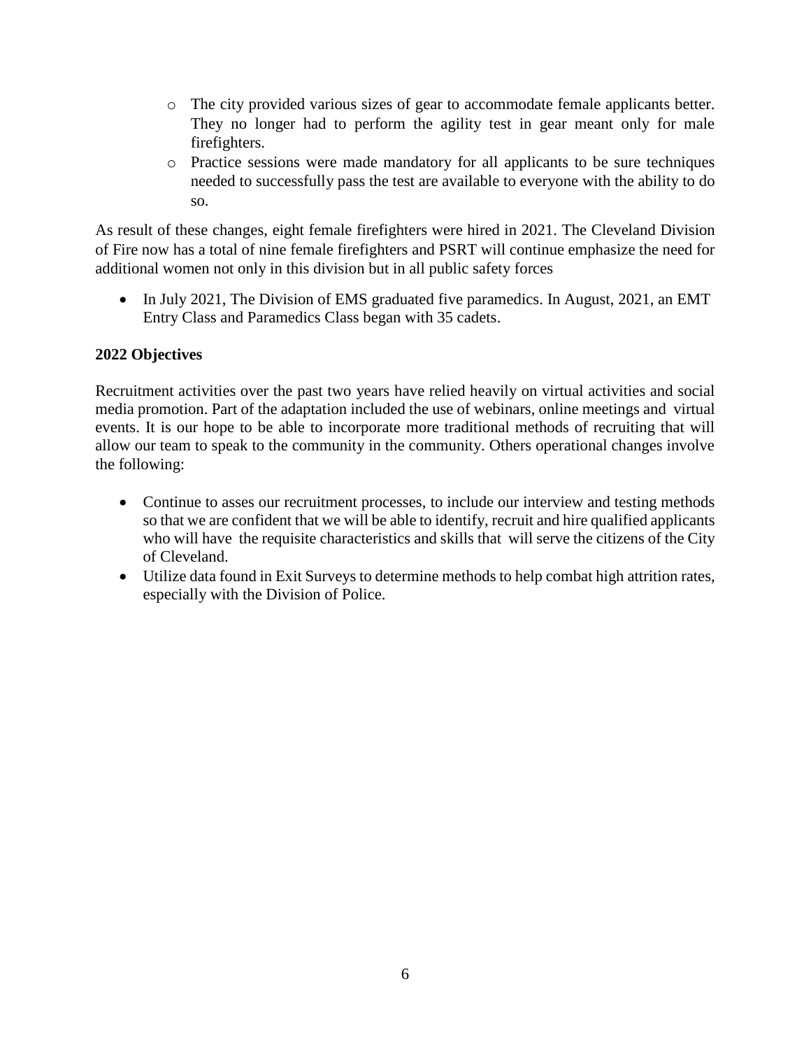- The city provided various sizes of gear to accommodate female applicants better. They no longer had to perform the agility test in gear meant only for male firefighters.
  - Practice sessions were made mandatory for all applicants to be sure techniques needed to successfully pass the test are available to everyone with the ability to do so.

As result of these changes, eight female firefighters were hired in 2021. The Cleveland Division of Fire now has a total of nine female firefighters and PSRT will continue emphasize the need for additional women not only in this division but in all public safety forces

- In July 2021, The Division of EMS graduated five paramedics. In August, 2021, an EMT Entry Class and Paramedics Class began with 35 cadets.

**2022 Objectives**

Recruitment activities over the past two years have relied heavily on virtual activities and social media promotion. Part of the adaptation included the use of webinars, online meetings and virtual events. It is our hope to be able to incorporate more traditional methods of recruiting that will allow our team to speak to the community in the community. Others operational changes involve the following:

- Continue to asses our recruitment processes, to include our interview and testing methods so that we are confident that we will be able to identify, recruit and hire qualified applicants who will have the requisite characteristics and skills that will serve the citizens of the City of Cleveland.
- Utilize data found in Exit Surveys to determine methods to help combat high attrition rates, especially with the Division of Police.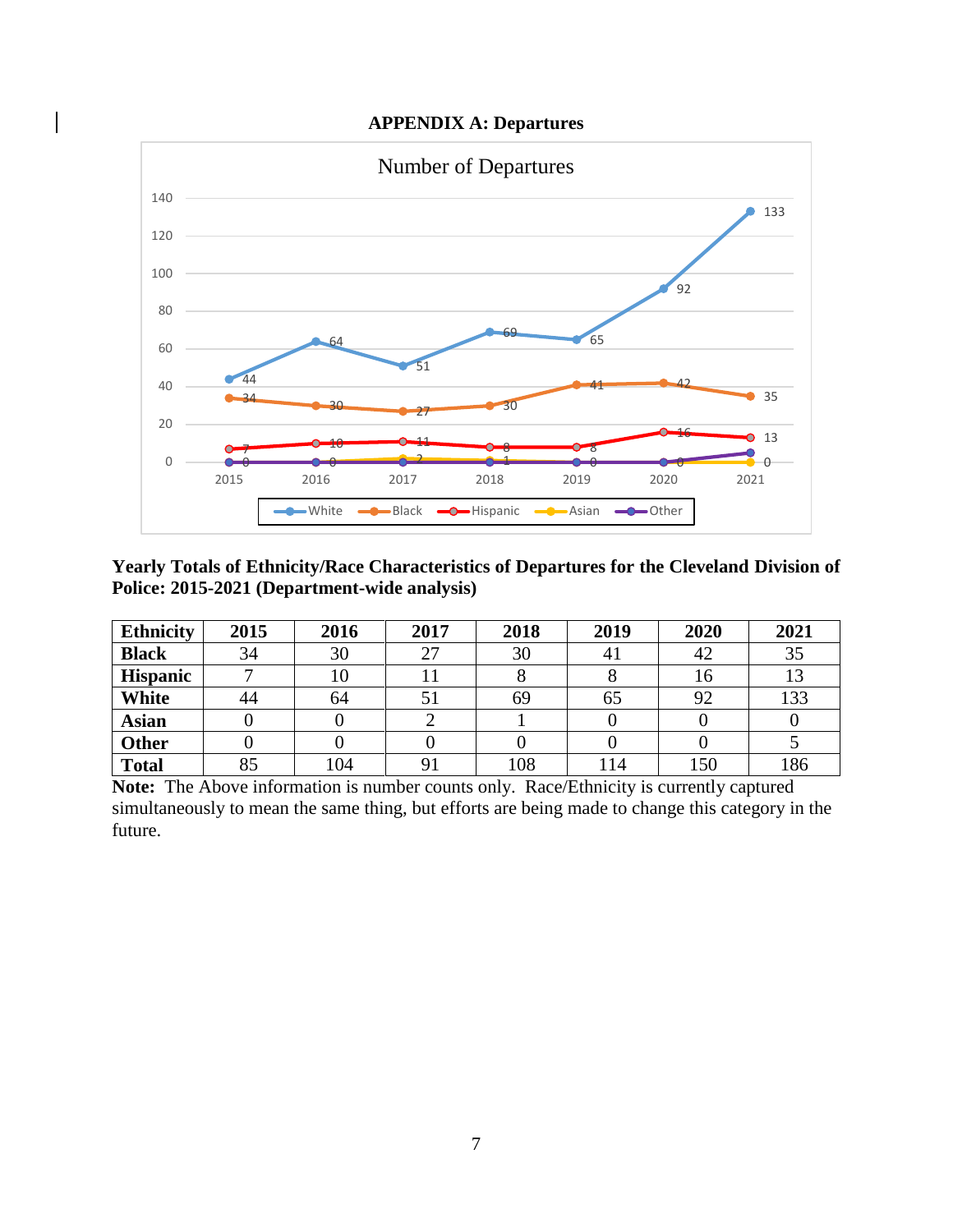**APPENDIX A: Departures**

**Yearly Totals of Ethnicity/Race Characteristics of Departures for the Cleveland Division of Police: 2015-2021 (Department-wide analysis)**

| Ethnicity | 2015 | 2016 | 2017 | 2018 | 2019 | 2020 | 2021 |
|---|---|---|---|---|---|---|---|
| **Black** | 34 | 30 | 27 | 30 | 41 | 42 | 35 |
| **Hispanic** | 7 | 10 | 11 | 8 | 8 | 16 | 13 |
| **White** | 44 | 64 | 51 | 69 | 65 | 92 | 133 |
| **Asian** | 0 | 0 | 2 | 1 | 0 | 0 | 0 |
| **Other** | 0 | 0 | 0 | 0 | 0 | 0 | 5 |
| **Total** | 85 | 104 | 91 | 108 | 114 | 150 | 186 |

**Note:** The Above information is number counts only. Race/Ethnicity is currently captured simultaneously to mean the same thing, but efforts are being made to change this category in the future.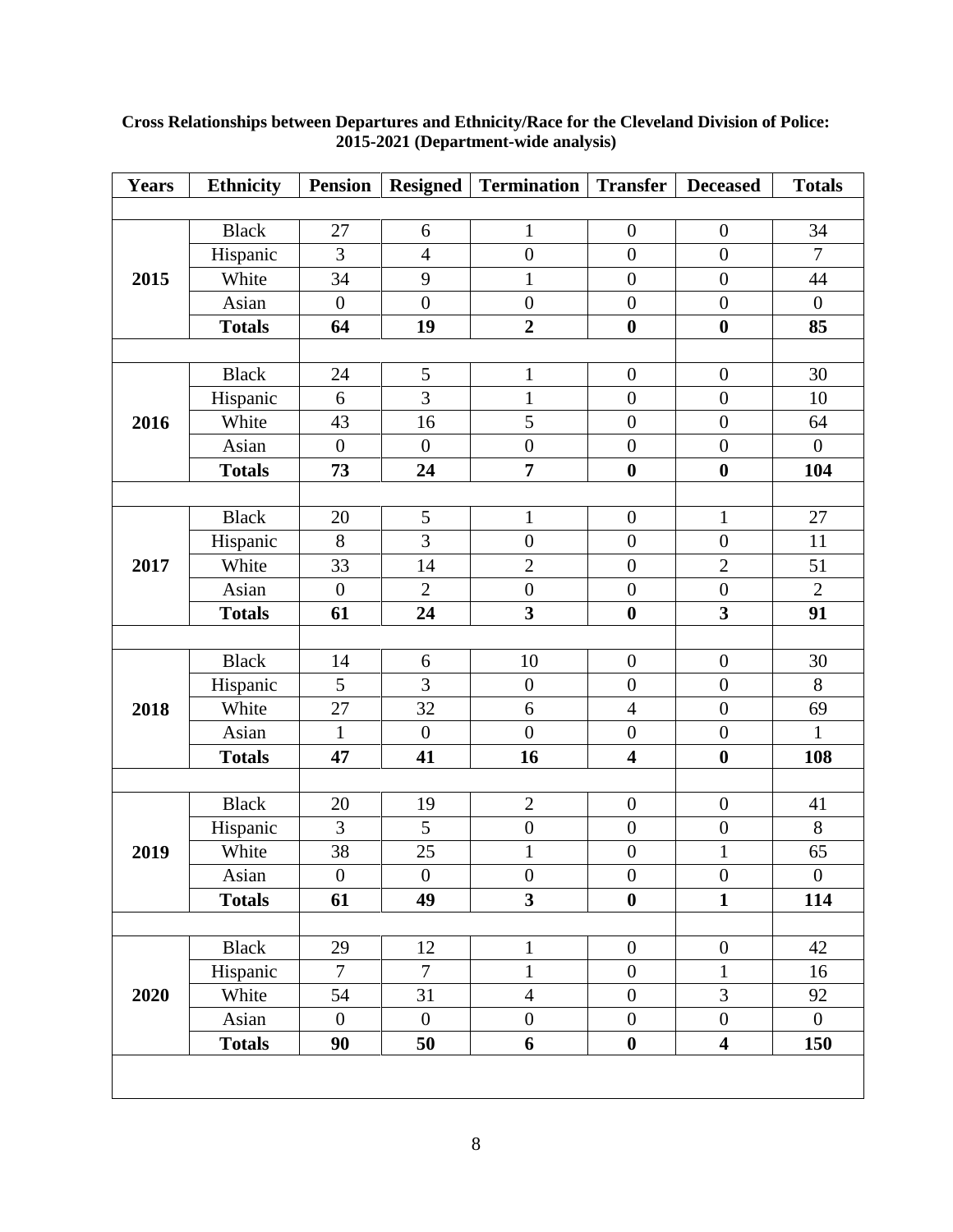**Cross Relationships between Departures and Ethnicity/Race for the Cleveland Division of Police: 2015-2021 (Department-wide analysis)**

| Years | Ethnicity | Pension | Resigned | Termination | Transfer | Deceased | Totals |
|---|---|---|---|---|---|---|---|
| 2015 | Black | 27 | 6 | 1 | 0 | 0 | 34 |
| | Hispanic | 3 | 4 | 0 | 0 | 0 | 7 |
| | White | 34 | 9 | 1 | 0 | 0 | 44 |
| | Asian | 0 | 0 | 0 | 0 | 0 | 0 |
| | **Totals** | **64** | **19** | **2** | **0** | **0** | **85** |
| 2016 | Black | 24 | 5 | 1 | 0 | 0 | 30 |
| | Hispanic | 6 | 3 | 1 | 0 | 0 | 10 |
| | White | 43 | 16 | 5 | 0 | 0 | 64 |
| | Asian | 0 | 0 | 0 | 0 | 0 | 0 |
| | **Totals** | **73** | **24** | **7** | **0** | **0** | **104** |
| 2017 | Black | 20 | 5 | 1 | 0 | 1 | 27 |
| | Hispanic | 8 | 3 | 0 | 0 | 0 | 11 |
| | White | 33 | 14 | 2 | 0 | 2 | 51 |
| | Asian | 0 | 2 | 0 | 0 | 0 | 2 |
| | **Totals** | **61** | **24** | **3** | **0** | **3** | **91** |
| 2018 | Black | 14 | 6 | 10 | 0 | 0 | 30 |
| | Hispanic | 5 | 3 | 0 | 0 | 0 | 8 |
| | White | 27 | 32 | 6 | 4 | 0 | 69 |
| | Asian | 1 | 0 | 0 | 0 | 0 | 1 |
| | **Totals** | **47** | **41** | **16** | **4** | **0** | **108** |
| 2019 | Black | 20 | 19 | 2 | 0 | 0 | 41 |
| | Hispanic | 3 | 5 | 0 | 0 | 0 | 8 |
| | White | 38 | 25 | 1 | 0 | 1 | 65 |
| | Asian | 0 | 0 | 0 | 0 | 0 | 0 |
| | **Totals** | **61** | **49** | **3** | **0** | **1** | **114** |
| 2020 | Black | 29 | 12 | 1 | 0 | 0 | 42 |
| | Hispanic | 7 | 7 | 1 | 0 | 1 | 16 |
| | White | 54 | 31 | 4 | 0 | 3 | 92 |
| | Asian | 0 | 0 | 0 | 0 | 0 | 0 |
| | **Totals** | **90** | **50** | **6** | **0** | **4** | **150** |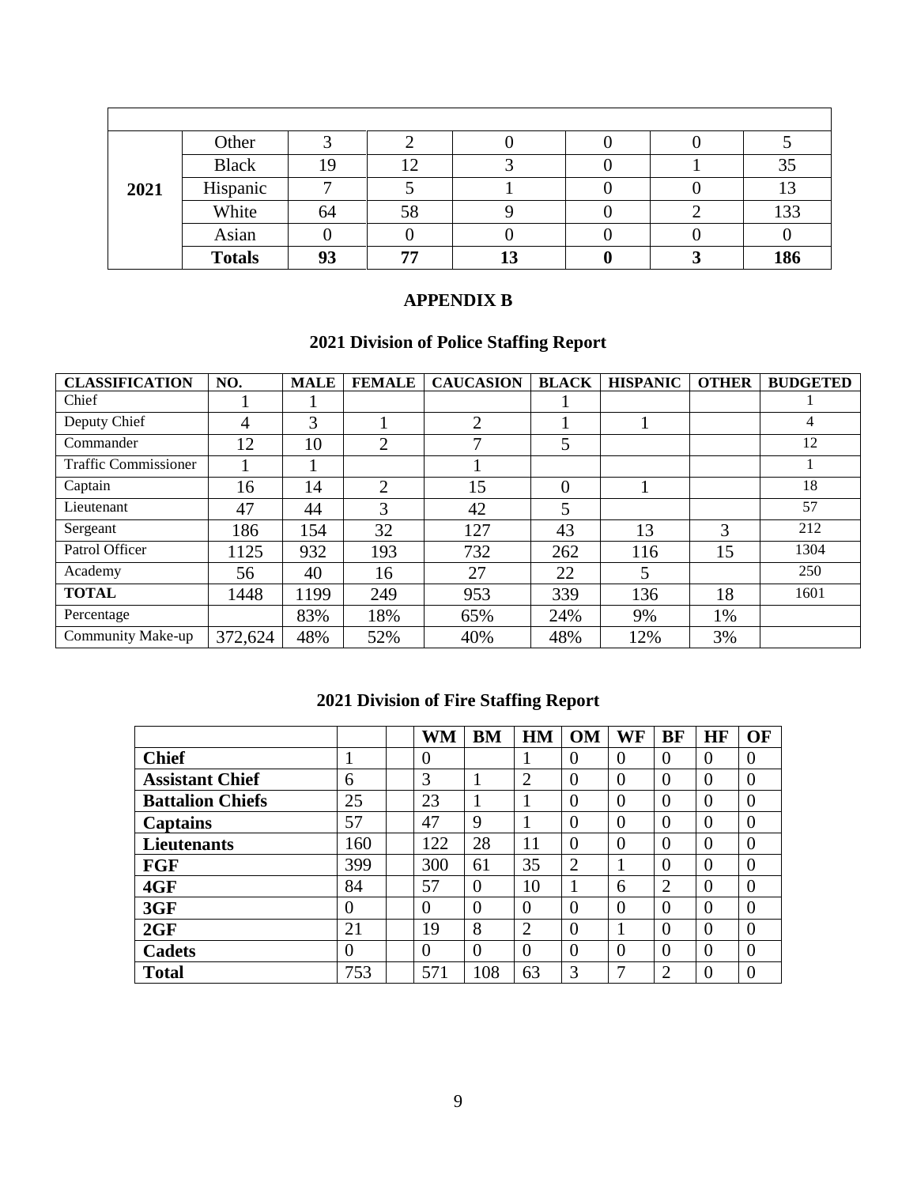| | | | | | | | |
|---|---|---|---|---|---|---|---|
| **2021** | Other | 3 | 2 | 0 | 0 | 0 | 5 |
| | Black | 19 | 12 | 3 | 0 | 1 | 35 |
| | Hispanic | 7 | 5 | 1 | 0 | 0 | 13 |
| | White | 64 | 58 | 9 | 0 | 2 | 133 |
| | Asian | 0 | 0 | 0 | 0 | 0 | 0 |
| | **Totals** | **93** | **77** | **13** | **0** | **3** | **186** |

## APPENDIX B

### 2021 Division of Police Staffing Report

| CLASSIFICATION | NO. | MALE | FEMALE | CAUCASION | BLACK | HISPANIC | OTHER | BUDGETED |
|---|---|---|---|---|---|---|---|---|
| Chief | 1 | 1 | | | 1 | | | 1 |
| Deputy Chief | 4 | 3 | 1 | 2 | 1 | 1 | | 4 |
| Commander | 12 | 10 | 2 | 7 | 5 | | | 12 |
| Traffic Commissioner | 1 | 1 | | 1 | | | | 1 |
| Captain | 16 | 14 | 2 | 15 | 0 | 1 | | 18 |
| Lieutenant | 47 | 44 | 3 | 42 | 5 | | | 57 |
| Sergeant | 186 | 154 | 32 | 127 | 43 | 13 | 3 | 212 |
| Patrol Officer | 1125 | 932 | 193 | 732 | 262 | 116 | 15 | 1304 |
| Academy | 56 | 40 | 16 | 27 | 22 | 5 | | 250 |
| **TOTAL** | 1448 | 1199 | 249 | 953 | 339 | 136 | 18 | 1601 |
| Percentage | | 83% | 18% | 65% | 24% | 9% | 1% | |
| Community Make-up | 372,624 | 48% | 52% | 40% | 48% | 12% | 3% | |

### 2021 Division of Fire Staffing Report

| | | | WM | BM | HM | OM | WF | BF | HF | OF |
|---|---|---|---|---|---|---|---|---|---|---|
| **Chief** | 1 | | 0 | | 1 | 0 | 0 | 0 | 0 | 0 |
| **Assistant Chief** | 6 | | 3 | 1 | 2 | 0 | 0 | 0 | 0 | 0 |
| **Battalion Chiefs** | 25 | | 23 | 1 | 1 | 0 | 0 | 0 | 0 | 0 |
| **Captains** | 57 | | 47 | 9 | 1 | 0 | 0 | 0 | 0 | 0 |
| **Lieutenants** | 160 | | 122 | 28 | 11 | 0 | 0 | 0 | 0 | 0 |
| **FGF** | 399 | | 300 | 61 | 35 | 2 | 1 | 0 | 0 | 0 |
| **4GF** | 84 | | 57 | 0 | 10 | 1 | 6 | 2 | 0 | 0 |
| **3GF** | 0 | | 0 | 0 | 0 | 0 | 0 | 0 | 0 | 0 |
| **2GF** | 21 | | 19 | 8 | 2 | 0 | 1 | 0 | 0 | 0 |
| **Cadets** | 0 | | 0 | 0 | 0 | 0 | 0 | 0 | 0 | 0 |
| **Total** | 753 | | 571 | 108 | 63 | 3 | 7 | 2 | 0 | 0 |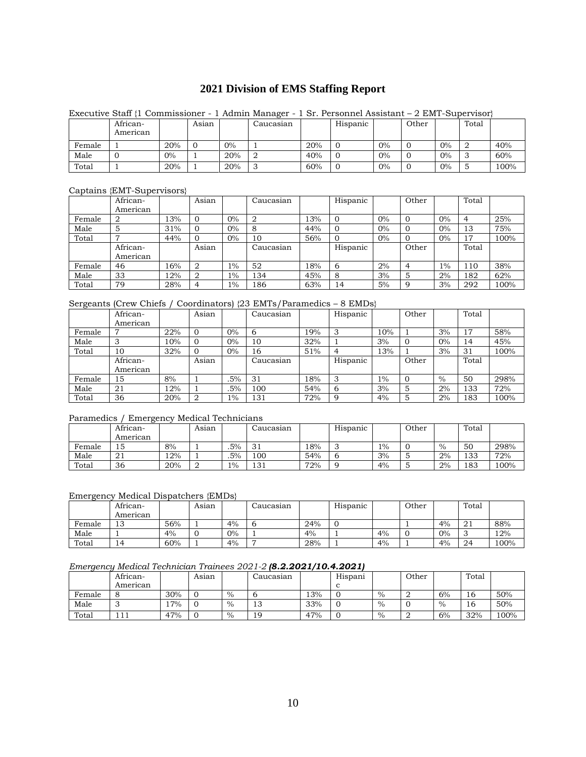# 2021 Division of EMS Staffing Report

Executive Staff {1 Commissioner - 1 Admin Manager - 1 Sr. Personnel Assistant – 2 EMT-Supervisor}

| | African-American | | Asian | | Caucasian | | Hispanic | | Other | | Total | |
|---|---|---|---|---|---|---|---|---|---|---|---|---|
| Female | 1 | 20% | 0 | 0% | 1 | 20% | 0 | 0% | 0 | 0% | 2 | 40% |
| Male | 0 | 0% | 1 | 20% | 2 | 40% | 0 | 0% | 0 | 0% | 3 | 60% |
| Total | 1 | 20% | 1 | 20% | 3 | 60% | 0 | 0% | 0 | 0% | 5 | 100% |

Captains {EMT-Supervisors}

| | African-American | | Asian | | Caucasian | | Hispanic | | Other | | Total | |
|---|---|---|---|---|---|---|---|---|---|---|---|---|
| Female | 2 | 13% | 0 | 0% | 2 | 13% | 0 | 0% | 0 | 0% | 4 | 25% |
| Male | 5 | 31% | 0 | 0% | 8 | 44% | 0 | 0% | 0 | 0% | 13 | 75% |
| Total | 7 | 44% | 0 | 0% | 10 | 56% | 0 | 0% | 0 | 0% | 17 | 100% |
| | African-American | | Asian | | Caucasian | | Hispanic | | Other | | Total | |
| Female | 46 | 16% | 2 | 1% | 52 | 18% | 6 | 2% | 4 | 1% | 110 | 38% |
| Male | 33 | 12% | 2 | 1% | 134 | 45% | 8 | 3% | 5 | 2% | 182 | 62% |
| Total | 79 | 28% | 4 | 1% | 186 | 63% | 14 | 5% | 9 | 3% | 292 | 100% |

Sergeants (Crew Chiefs / Coordinators) {23 EMTs/Paramedics – 8 EMDs}

| | African-American | | Asian | | Caucasian | | Hispanic | | Other | | Total | |
|---|---|---|---|---|---|---|---|---|---|---|---|---|
| Female | 7 | 22% | 0 | 0% | 6 | 19% | 3 | 10% | 1 | 3% | 17 | 58% |
| Male | 3 | 10% | 0 | 0% | 10 | 32% | 1 | 3% | 0 | 0% | 14 | 45% |
| Total | 10 | 32% | 0 | 0% | 16 | 51% | 4 | 13% | 1 | 3% | 31 | 100% |
| | African-American | | Asian | | Caucasian | | Hispanic | | Other | | Total | |
| Female | 15 | 8% | 1 | .5% | 31 | 18% | 3 | 1% | 0 | % | 50 | 298% |
| Male | 21 | 12% | 1 | .5% | 100 | 54% | 6 | 3% | 5 | 2% | 133 | 72% |
| Total | 36 | 20% | 2 | 1% | 131 | 72% | 9 | 4% | 5 | 2% | 183 | 100% |

Paramedics / Emergency Medical Technicians

| | African-American | | Asian | | Caucasian | | Hispanic | | Other | | Total | |
|---|---|---|---|---|---|---|---|---|---|---|---|---|
| Female | 15 | 8% | 1 | .5% | 31 | 18% | 3 | 1% | 0 | % | 50 | 298% |
| Male | 21 | 12% | 1 | .5% | 100 | 54% | 6 | 3% | 5 | 2% | 133 | 72% |
| Total | 36 | 20% | 2 | 1% | 131 | 72% | 9 | 4% | 5 | 2% | 183 | 100% |

Emergency Medical Dispatchers {EMDs}

| | African-American | | Asian | | Caucasian | | Hispanic | | Other | | Total | |
|---|---|---|---|---|---|---|---|---|---|---|---|---|
| Female | 13 | 56% | 1 | 4% | 6 | 24% | 0 | | 1 | 4% | 21 | 88% |
| Male | 1 | 4% | 0 | 0% | 1 | 4% | 1 | 4% | 0 | 0% | 3 | 12% |
| Total | 14 | 60% | 1 | 4% | 7 | 28% | 1 | 4% | 1 | 4% | 24 | 100% |

*Emergency Medical Technician Trainees 2021-2* ***(8.2.2021/10.4.2021)***

| | African-American | | Asian | | Caucasian | | Hispanic | | Other | | Total | |
|---|---|---|---|---|---|---|---|---|---|---|---|---|
| Female | 8 | 30% | 0 | % | 6 | 13% | 0 | % | 2 | 6% | 16 | 50% |
| Male | 3 | 17% | 0 | % | 13 | 33% | 0 | % | 0 | % | 16 | 50% |
| Total | 111 | 47% | 0 | % | 19 | 47% | 0 | % | 2 | 6% | 32% | 100% |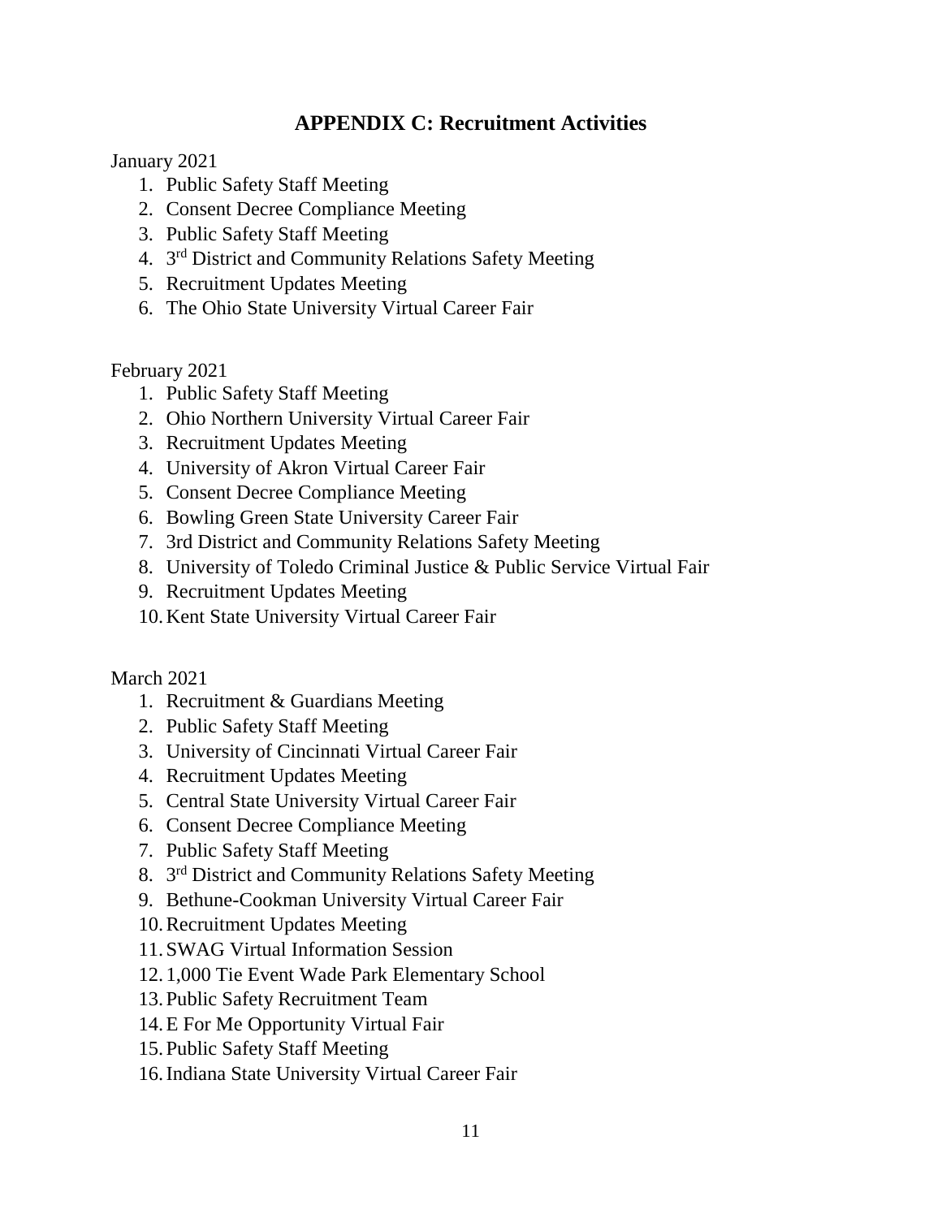## APPENDIX C: Recruitment Activities

January 2021

1. Public Safety Staff Meeting
2. Consent Decree Compliance Meeting
3. Public Safety Staff Meeting
4. 3rd District and Community Relations Safety Meeting
5. Recruitment Updates Meeting
6. The Ohio State University Virtual Career Fair

February 2021

1. Public Safety Staff Meeting
2. Ohio Northern University Virtual Career Fair
3. Recruitment Updates Meeting
4. University of Akron Virtual Career Fair
5. Consent Decree Compliance Meeting
6. Bowling Green State University Career Fair
7. 3rd District and Community Relations Safety Meeting
8. University of Toledo Criminal Justice & Public Service Virtual Fair
9. Recruitment Updates Meeting
10. Kent State University Virtual Career Fair

March 2021

1. Recruitment & Guardians Meeting
2. Public Safety Staff Meeting
3. University of Cincinnati Virtual Career Fair
4. Recruitment Updates Meeting
5. Central State University Virtual Career Fair
6. Consent Decree Compliance Meeting
7. Public Safety Staff Meeting
8. 3rd District and Community Relations Safety Meeting
9. Bethune-Cookman University Virtual Career Fair
10. Recruitment Updates Meeting
11. SWAG Virtual Information Session
12. 1,000 Tie Event Wade Park Elementary School
13. Public Safety Recruitment Team
14. E For Me Opportunity Virtual Fair
15. Public Safety Staff Meeting
16. Indiana State University Virtual Career Fair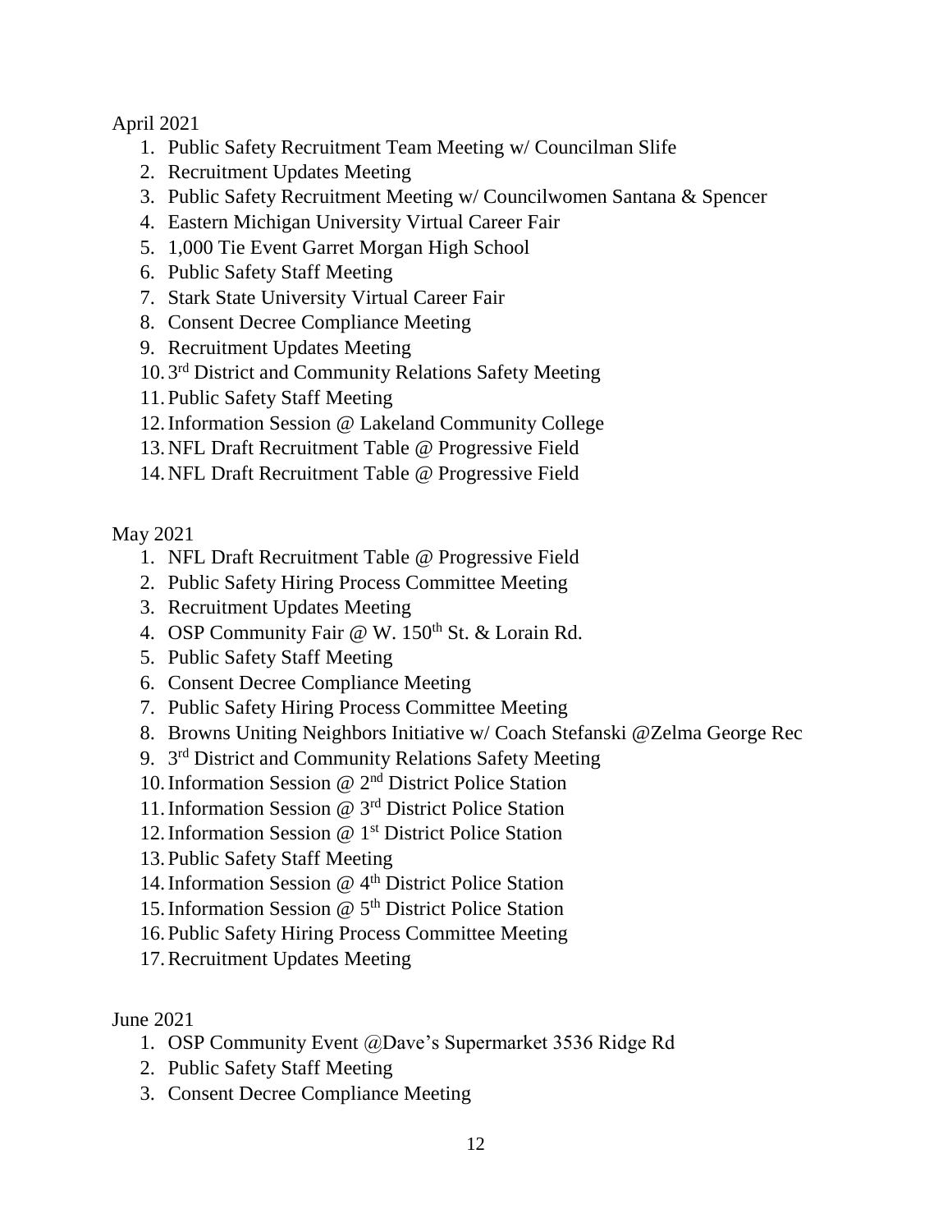April 2021

1. Public Safety Recruitment Team Meeting w/ Councilman Slife
2. Recruitment Updates Meeting
3. Public Safety Recruitment Meeting w/ Councilwomen Santana & Spencer
4. Eastern Michigan University Virtual Career Fair
5. 1,000 Tie Event Garret Morgan High School
6. Public Safety Staff Meeting
7. Stark State University Virtual Career Fair
8. Consent Decree Compliance Meeting
9. Recruitment Updates Meeting
10. 3rd District and Community Relations Safety Meeting
11. Public Safety Staff Meeting
12. Information Session @ Lakeland Community College
13. NFL Draft Recruitment Table @ Progressive Field
14. NFL Draft Recruitment Table @ Progressive Field

May 2021

1. NFL Draft Recruitment Table @ Progressive Field
2. Public Safety Hiring Process Committee Meeting
3. Recruitment Updates Meeting
4. OSP Community Fair @ W. 150th St. & Lorain Rd.
5. Public Safety Staff Meeting
6. Consent Decree Compliance Meeting
7. Public Safety Hiring Process Committee Meeting
8. Browns Uniting Neighbors Initiative w/ Coach Stefanski @Zelma George Rec
9. 3rd District and Community Relations Safety Meeting
10. Information Session @ 2nd District Police Station
11. Information Session @ 3rd District Police Station
12. Information Session @ 1st District Police Station
13. Public Safety Staff Meeting
14. Information Session @ 4th District Police Station
15. Information Session @ 5th District Police Station
16. Public Safety Hiring Process Committee Meeting
17. Recruitment Updates Meeting

June 2021

1. OSP Community Event @Dave's Supermarket 3536 Ridge Rd
2. Public Safety Staff Meeting
3. Consent Decree Compliance Meeting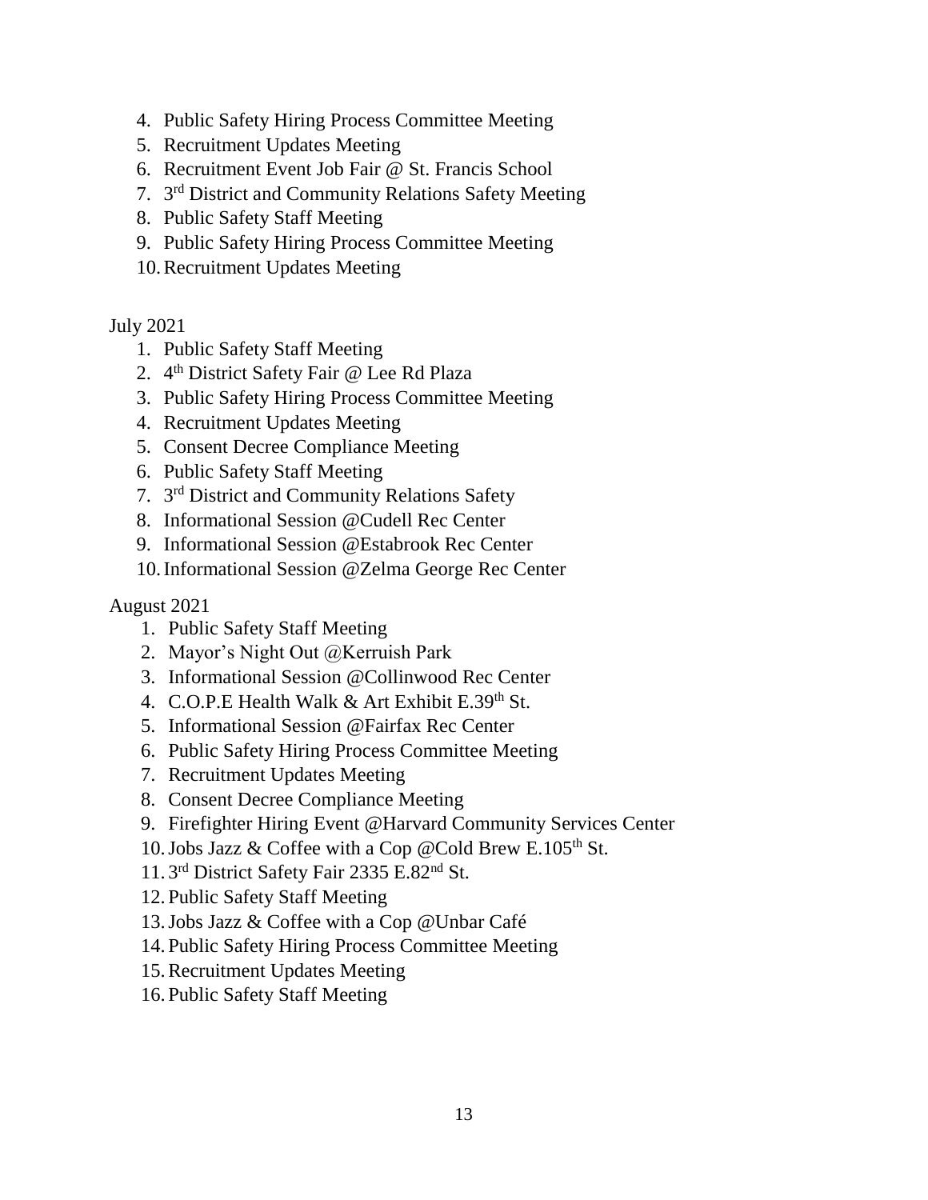4. Public Safety Hiring Process Committee Meeting
5. Recruitment Updates Meeting
6. Recruitment Event Job Fair @ St. Francis School
7. 3rd District and Community Relations Safety Meeting
8. Public Safety Staff Meeting
9. Public Safety Hiring Process Committee Meeting
10. Recruitment Updates Meeting

July 2021

1. Public Safety Staff Meeting
2. 4th District Safety Fair @ Lee Rd Plaza
3. Public Safety Hiring Process Committee Meeting
4. Recruitment Updates Meeting
5. Consent Decree Compliance Meeting
6. Public Safety Staff Meeting
7. 3rd District and Community Relations Safety
8. Informational Session @Cudell Rec Center
9. Informational Session @Estabrook Rec Center
10. Informational Session @Zelma George Rec Center

August 2021

1. Public Safety Staff Meeting
2. Mayor's Night Out @Kerruish Park
3. Informational Session @Collinwood Rec Center
4. C.O.P.E Health Walk & Art Exhibit E.39th St.
5. Informational Session @Fairfax Rec Center
6. Public Safety Hiring Process Committee Meeting
7. Recruitment Updates Meeting
8. Consent Decree Compliance Meeting
9. Firefighter Hiring Event @Harvard Community Services Center
10. Jobs Jazz & Coffee with a Cop @Cold Brew E.105th St.
11. 3rd District Safety Fair 2335 E.82nd St.
12. Public Safety Staff Meeting
13. Jobs Jazz & Coffee with a Cop @Unbar Café
14. Public Safety Hiring Process Committee Meeting
15. Recruitment Updates Meeting
16. Public Safety Staff Meeting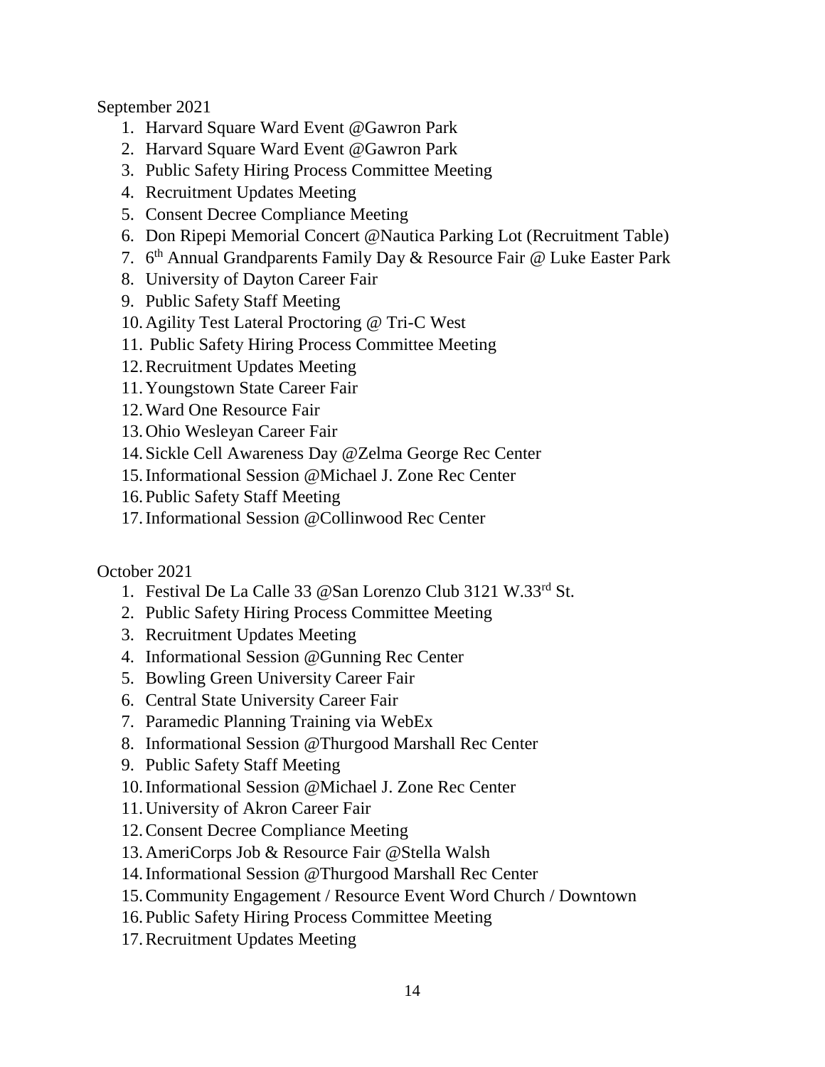September 2021

1. Harvard Square Ward Event @Gawron Park
2. Harvard Square Ward Event @Gawron Park
3. Public Safety Hiring Process Committee Meeting
4. Recruitment Updates Meeting
5. Consent Decree Compliance Meeting
6. Don Ripepi Memorial Concert @Nautica Parking Lot (Recruitment Table)
7. 6th Annual Grandparents Family Day & Resource Fair @ Luke Easter Park
8. University of Dayton Career Fair
9. Public Safety Staff Meeting
10. Agility Test Lateral Proctoring @ Tri-C West
11. Public Safety Hiring Process Committee Meeting
12. Recruitment Updates Meeting
11. Youngstown State Career Fair
12. Ward One Resource Fair
13. Ohio Wesleyan Career Fair
14. Sickle Cell Awareness Day @Zelma George Rec Center
15. Informational Session @Michael J. Zone Rec Center
16. Public Safety Staff Meeting
17. Informational Session @Collinwood Rec Center

October 2021

1. Festival De La Calle 33 @San Lorenzo Club 3121 W.33rd St.
2. Public Safety Hiring Process Committee Meeting
3. Recruitment Updates Meeting
4. Informational Session @Gunning Rec Center
5. Bowling Green University Career Fair
6. Central State University Career Fair
7. Paramedic Planning Training via WebEx
8. Informational Session @Thurgood Marshall Rec Center
9. Public Safety Staff Meeting
10. Informational Session @Michael J. Zone Rec Center
11. University of Akron Career Fair
12. Consent Decree Compliance Meeting
13. AmeriCorps Job & Resource Fair @Stella Walsh
14. Informational Session @Thurgood Marshall Rec Center
15. Community Engagement / Resource Event Word Church / Downtown
16. Public Safety Hiring Process Committee Meeting
17. Recruitment Updates Meeting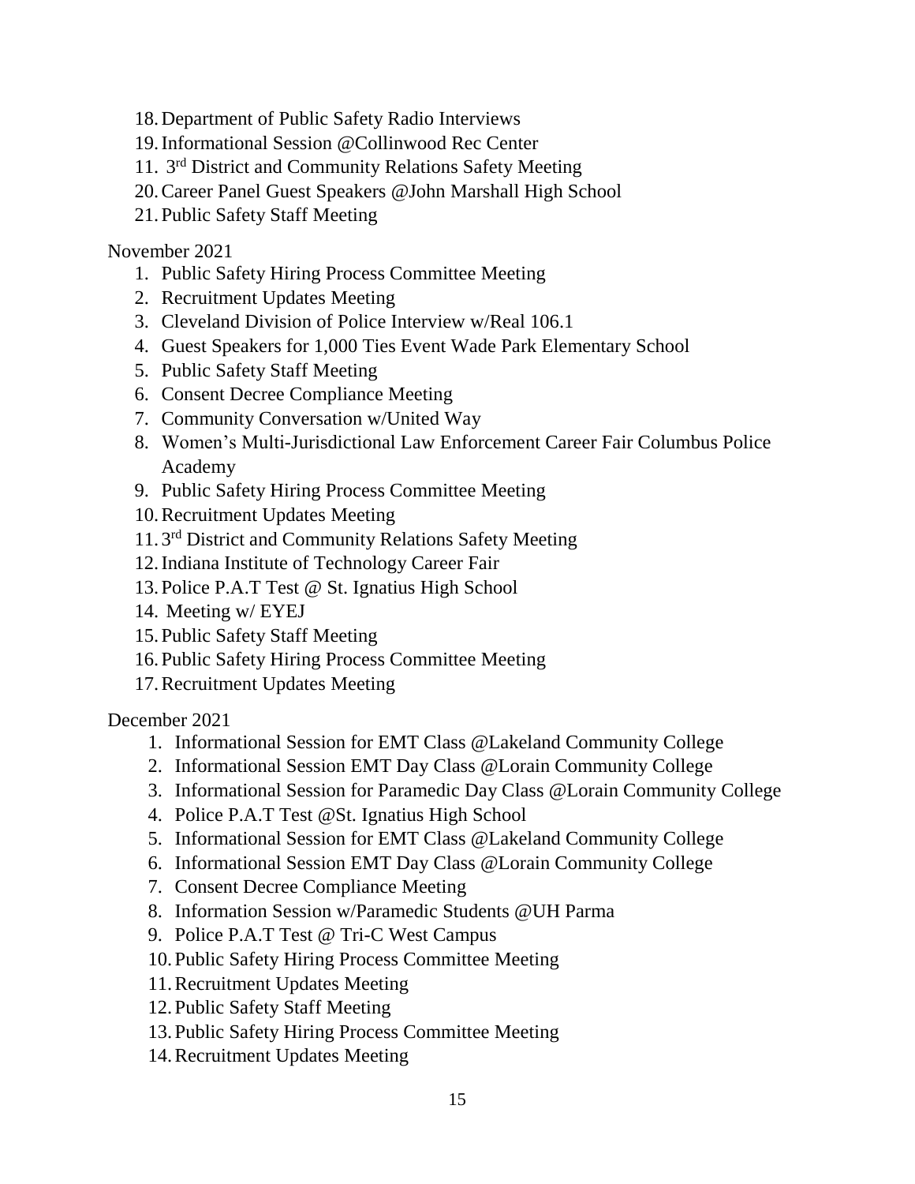18. Department of Public Safety Radio Interviews
19. Informational Session @Collinwood Rec Center
11. 3rd District and Community Relations Safety Meeting
20. Career Panel Guest Speakers @John Marshall High School
21. Public Safety Staff Meeting

November 2021

1. Public Safety Hiring Process Committee Meeting
2. Recruitment Updates Meeting
3. Cleveland Division of Police Interview w/Real 106.1
4. Guest Speakers for 1,000 Ties Event Wade Park Elementary School
5. Public Safety Staff Meeting
6. Consent Decree Compliance Meeting
7. Community Conversation w/United Way
8. Women's Multi-Jurisdictional Law Enforcement Career Fair Columbus Police Academy
9. Public Safety Hiring Process Committee Meeting
10. Recruitment Updates Meeting
11. 3rd District and Community Relations Safety Meeting
12. Indiana Institute of Technology Career Fair
13. Police P.A.T Test @ St. Ignatius High School
14. Meeting w/ EYEJ
15. Public Safety Staff Meeting
16. Public Safety Hiring Process Committee Meeting
17. Recruitment Updates Meeting

December 2021

1. Informational Session for EMT Class @Lakeland Community College
2. Informational Session EMT Day Class @Lorain Community College
3. Informational Session for Paramedic Day Class @Lorain Community College
4. Police P.A.T Test @St. Ignatius High School
5. Informational Session for EMT Class @Lakeland Community College
6. Informational Session EMT Day Class @Lorain Community College
7. Consent Decree Compliance Meeting
8. Information Session w/Paramedic Students @UH Parma
9. Police P.A.T Test @ Tri-C West Campus
10. Public Safety Hiring Process Committee Meeting
11. Recruitment Updates Meeting
12. Public Safety Staff Meeting
13. Public Safety Hiring Process Committee Meeting
14. Recruitment Updates Meeting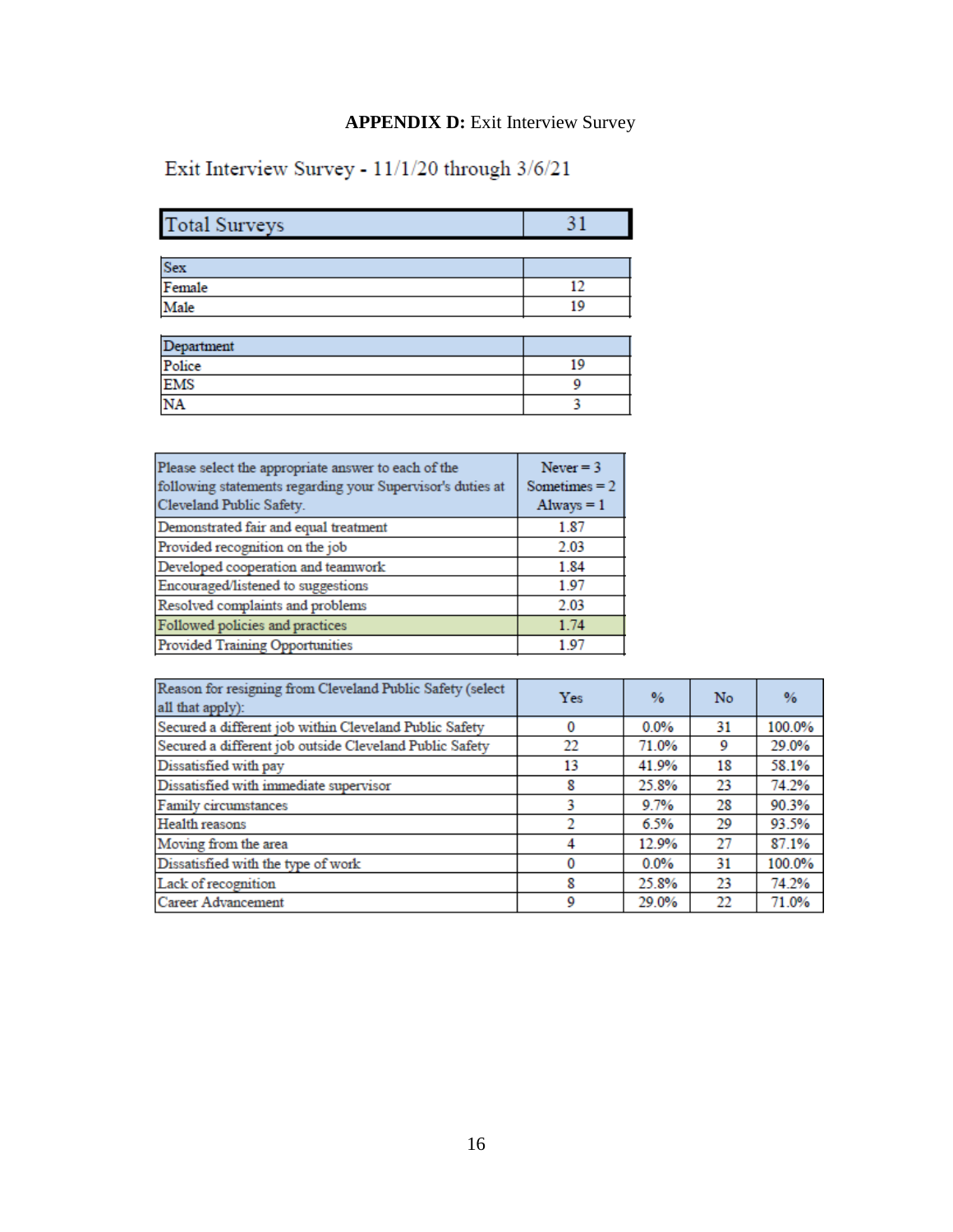**APPENDIX D:** Exit Interview Survey

Exit Interview Survey - 11/1/20 through 3/6/21

| Total Surveys | 31 |
|---|---|

| Sex | |
|---|---|
| Female | 12 |
| Male | 19 |

| Department | |
|---|---|
| Police | 19 |
| EMS | 9 |
| NA | 3 |

| Please select the appropriate answer to each of the following statements regarding your Supervisor's duties at Cleveland Public Safety. | Never = 3 Sometimes = 2 Always = 1 |
|---|---|
| Demonstrated fair and equal treatment | 1.87 |
| Provided recognition on the job | 2.03 |
| Developed cooperation and teamwork | 1.84 |
| Encouraged/listened to suggestions | 1.97 |
| Resolved complaints and problems | 2.03 |
| Followed policies and practices | 1.74 |
| Provided Training Opportunities | 1.97 |

| Reason for resigning from Cleveland Public Safety (select all that apply): | Yes | % | No | % |
|---|---|---|---|---|
| Secured a different job within Cleveland Public Safety | 0 | 0.0% | 31 | 100.0% |
| Secured a different job outside Cleveland Public Safety | 22 | 71.0% | 9 | 29.0% |
| Dissatisfied with pay | 13 | 41.9% | 18 | 58.1% |
| Dissatisfied with immediate supervisor | 8 | 25.8% | 23 | 74.2% |
| Family circumstances | 3 | 9.7% | 28 | 90.3% |
| Health reasons | 2 | 6.5% | 29 | 93.5% |
| Moving from the area | 4 | 12.9% | 27 | 87.1% |
| Dissatisfied with the type of work | 0 | 0.0% | 31 | 100.0% |
| Lack of recognition | 8 | 25.8% | 23 | 74.2% |
| Career Advancement | 9 | 29.0% | 22 | 71.0% |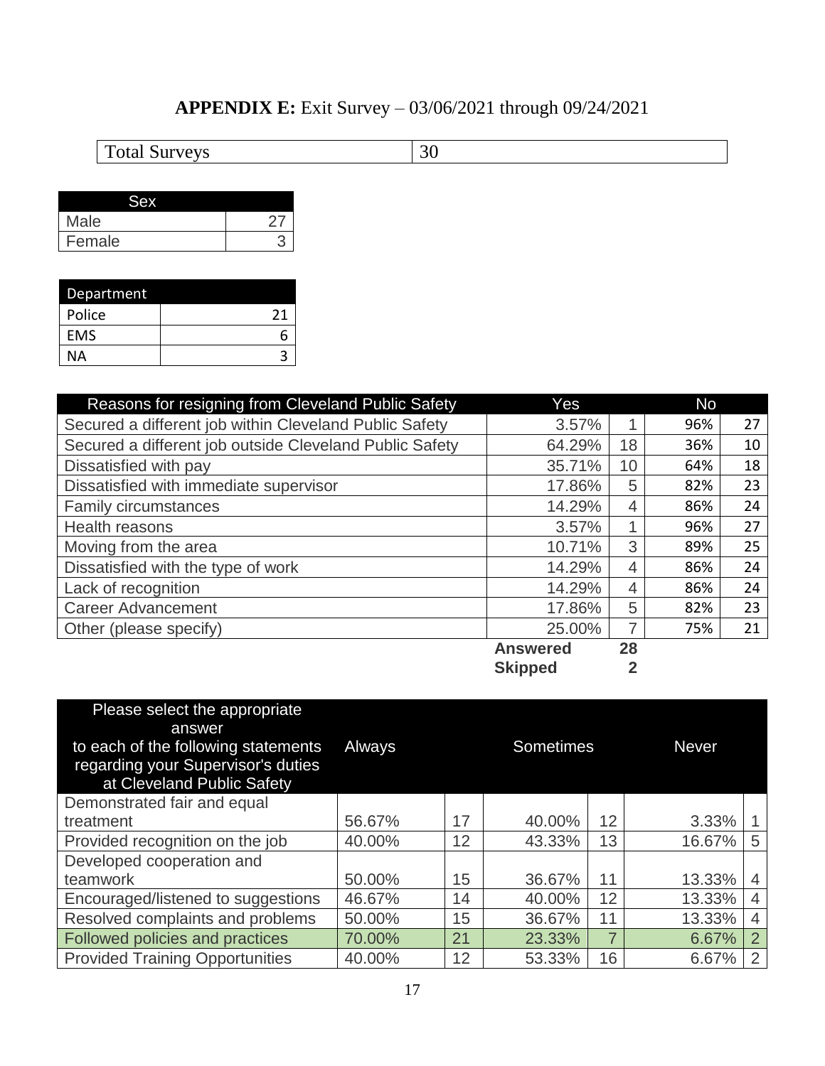**APPENDIX E:** Exit Survey – 03/06/2021 through 09/24/2021

| Total Surveys | 30 |
|---|---|

| Sex | |
|---|---|
| Male | 27 |
| Female | 3 |

| Department | |
|---|---|
| Police | 21 |
| EMS | 6 |
| NA | 3 |

| Reasons for resigning from Cleveland Public Safety | Yes | | No | |
|---|---|---|---|---|
| Secured a different job within Cleveland Public Safety | 3.57% | 1 | 96% | 27 |
| Secured a different job outside Cleveland Public Safety | 64.29% | 18 | 36% | 10 |
| Dissatisfied with pay | 35.71% | 10 | 64% | 18 |
| Dissatisfied with immediate supervisor | 17.86% | 5 | 82% | 23 |
| Family circumstances | 14.29% | 4 | 86% | 24 |
| Health reasons | 3.57% | 1 | 96% | 27 |
| Moving from the area | 10.71% | 3 | 89% | 25 |
| Dissatisfied with the type of work | 14.29% | 4 | 86% | 24 |
| Lack of recognition | 14.29% | 4 | 86% | 24 |
| Career Advancement | 17.86% | 5 | 82% | 23 |
| Other (please specify) | 25.00% | 7 | 75% | 21 |
| | **Answered** | **28** | | |
| | **Skipped** | **2** | | |

| Please select the appropriate answer to each of the following statements regarding your Supervisor's duties at Cleveland Public Safety | Always | | Sometimes | | Never | |
|---|---|---|---|---|---|---|
| Demonstrated fair and equal treatment | 56.67% | 17 | 40.00% | 12 | 3.33% | 1 |
| Provided recognition on the job | 40.00% | 12 | 43.33% | 13 | 16.67% | 5 |
| Developed cooperation and teamwork | 50.00% | 15 | 36.67% | 11 | 13.33% | 4 |
| Encouraged/listened to suggestions | 46.67% | 14 | 40.00% | 12 | 13.33% | 4 |
| Resolved complaints and problems | 50.00% | 15 | 36.67% | 11 | 13.33% | 4 |
| Followed policies and practices | 70.00% | 21 | 23.33% | 7 | 6.67% | 2 |
| Provided Training Opportunities | 40.00% | 12 | 53.33% | 16 | 6.67% | 2 |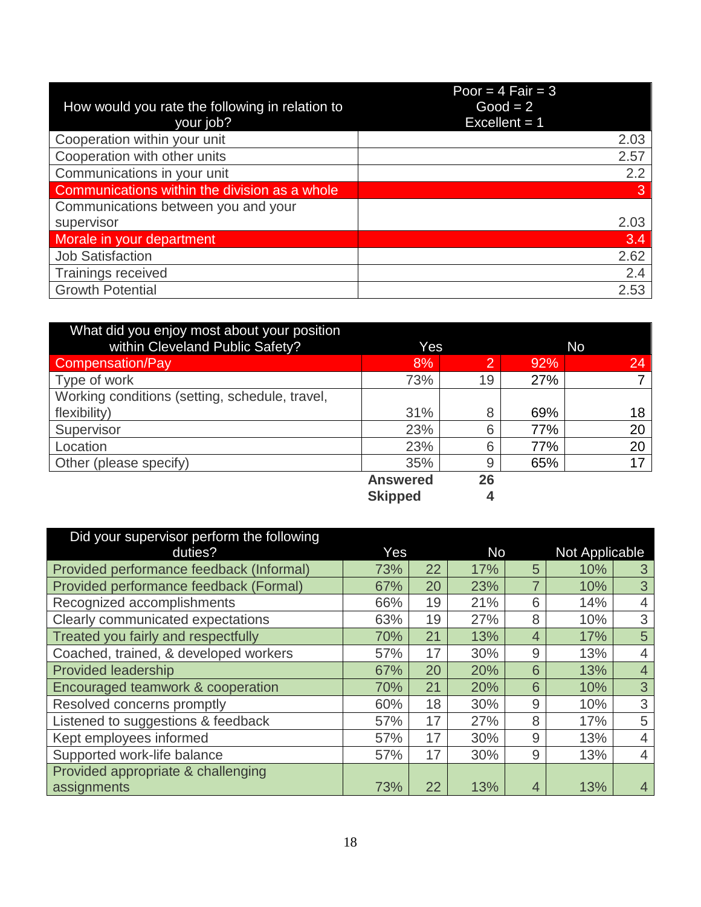| How would you rate the following in relation to your job? | Poor = 4 Fair = 3 Good = 2 Excellent = 1 |
|---|---|
| Cooperation within your unit | 2.03 |
| Cooperation with other units | 2.57 |
| Communications in your unit | 2.2 |
| Communications within the division as a whole | 3 |
| Communications between you and your supervisor | 2.03 |
| Morale in your department | 3.4 |
| Job Satisfaction | 2.62 |
| Trainings received | 2.4 |
| Growth Potential | 2.53 |

| What did you enjoy most about your position within Cleveland Public Safety? | Yes | | No | |
|---|---|---|---|---|
| Compensation/Pay | 8% | 2 | 92% | 24 |
| Type of work | 73% | 19 | 27% | 7 |
| Working conditions (setting, schedule, travel, flexibility) | 31% | 8 | 69% | 18 |
| Supervisor | 23% | 6 | 77% | 20 |
| Location | 23% | 6 | 77% | 20 |
| Other (please specify) | 35% | 9 | 65% | 17 |
| | **Answered** | **26** | | |
| | **Skipped** | **4** | | |

| Did your supervisor perform the following duties? | Yes | | No | | Not Applicable | |
|---|---|---|---|---|---|---|
| Provided performance feedback (Informal) | 73% | 22 | 17% | 5 | 10% | 3 |
| Provided performance feedback (Formal) | 67% | 20 | 23% | 7 | 10% | 3 |
| Recognized accomplishments | 66% | 19 | 21% | 6 | 14% | 4 |
| Clearly communicated expectations | 63% | 19 | 27% | 8 | 10% | 3 |
| Treated you fairly and respectfully | 70% | 21 | 13% | 4 | 17% | 5 |
| Coached, trained, & developed workers | 57% | 17 | 30% | 9 | 13% | 4 |
| Provided leadership | 67% | 20 | 20% | 6 | 13% | 4 |
| Encouraged teamwork & cooperation | 70% | 21 | 20% | 6 | 10% | 3 |
| Resolved concerns promptly | 60% | 18 | 30% | 9 | 10% | 3 |
| Listened to suggestions & feedback | 57% | 17 | 27% | 8 | 17% | 5 |
| Kept employees informed | 57% | 17 | 30% | 9 | 13% | 4 |
| Supported work-life balance | 57% | 17 | 30% | 9 | 13% | 4 |
| Provided appropriate & challenging assignments | 73% | 22 | 13% | 4 | 13% | 4 |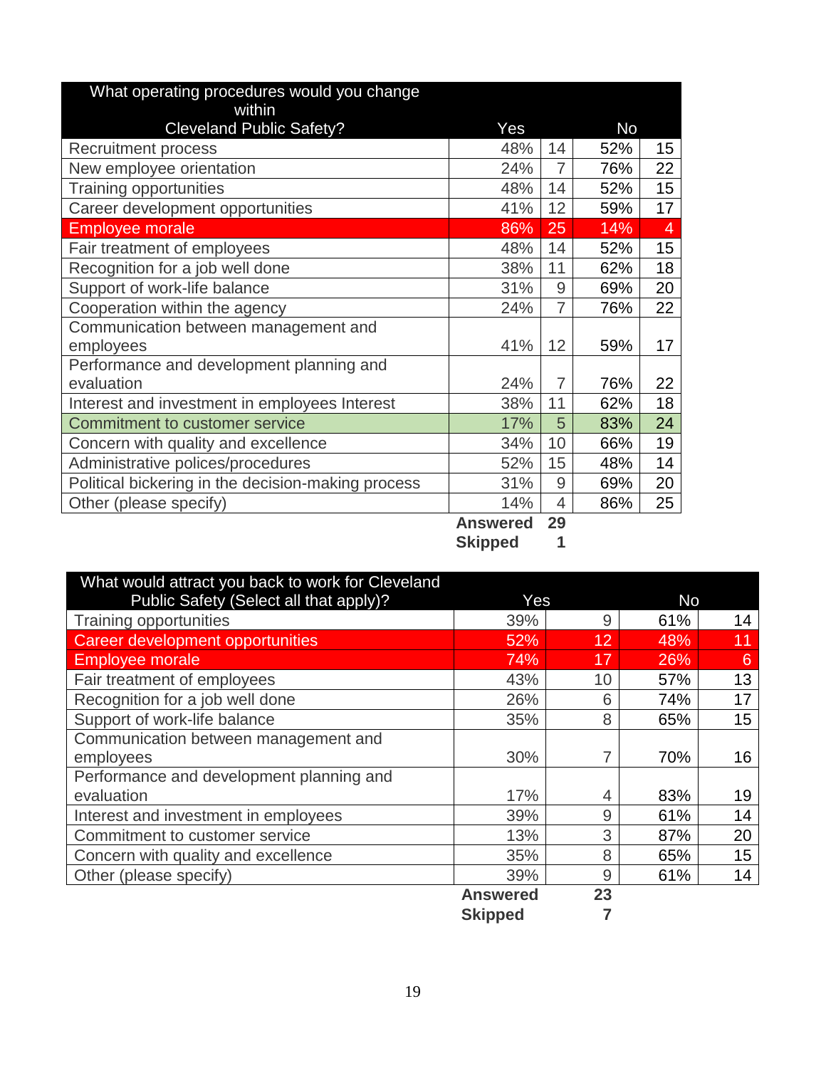| What operating procedures would you change within Cleveland Public Safety? | Yes | | No | |
|---|---|---|---|---|
| Recruitment process | 48% | 14 | 52% | 15 |
| New employee orientation | 24% | 7 | 76% | 22 |
| Training opportunities | 48% | 14 | 52% | 15 |
| Career development opportunities | 41% | 12 | 59% | 17 |
| Employee morale | 86% | 25 | 14% | 4 |
| Fair treatment of employees | 48% | 14 | 52% | 15 |
| Recognition for a job well done | 38% | 11 | 62% | 18 |
| Support of work-life balance | 31% | 9 | 69% | 20 |
| Cooperation within the agency | 24% | 7 | 76% | 22 |
| Communication between management and employees | 41% | 12 | 59% | 17 |
| Performance and development planning and evaluation | 24% | 7 | 76% | 22 |
| Interest and investment in employees Interest | 38% | 11 | 62% | 18 |
| Commitment to customer service | 17% | 5 | 83% | 24 |
| Concern with quality and excellence | 34% | 10 | 66% | 19 |
| Administrative polices/procedures | 52% | 15 | 48% | 14 |
| Political bickering in the decision-making process | 31% | 9 | 69% | 20 |
| Other (please specify) | 14% | 4 | 86% | 25 |
| | **Answered** | **29** | | |
| | **Skipped** | **1** | | |

| What would attract you back to work for Cleveland Public Safety (Select all that apply)? | Yes | | No | |
|---|---|---|---|---|
| Training opportunities | 39% | 9 | 61% | 14 |
| Career development opportunities | 52% | 12 | 48% | 11 |
| Employee morale | 74% | 17 | 26% | 6 |
| Fair treatment of employees | 43% | 10 | 57% | 13 |
| Recognition for a job well done | 26% | 6 | 74% | 17 |
| Support of work-life balance | 35% | 8 | 65% | 15 |
| Communication between management and employees | 30% | 7 | 70% | 16 |
| Performance and development planning and evaluation | 17% | 4 | 83% | 19 |
| Interest and investment in employees | 39% | 9 | 61% | 14 |
| Commitment to customer service | 13% | 3 | 87% | 20 |
| Concern with quality and excellence | 35% | 8 | 65% | 15 |
| Other (please specify) | 39% | 9 | 61% | 14 |
| | **Answered** | **23** | | |
| | **Skipped** | **7** | | |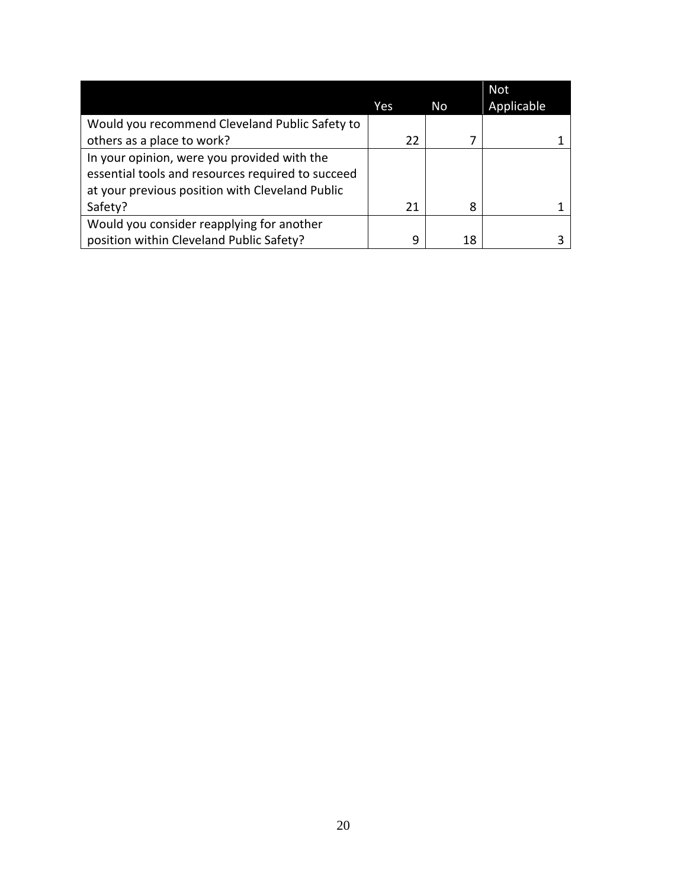| | Yes | No | Not Applicable |
| --- | --- | --- | --- |
| Would you recommend Cleveland Public Safety to others as a place to work? | 22 | 7 | 1 |
| In your opinion, were you provided with the essential tools and resources required to succeed at your previous position with Cleveland Public Safety? | 21 | 8 | 1 |
| Would you consider reapplying for another position within Cleveland Public Safety? | 9 | 18 | 3 |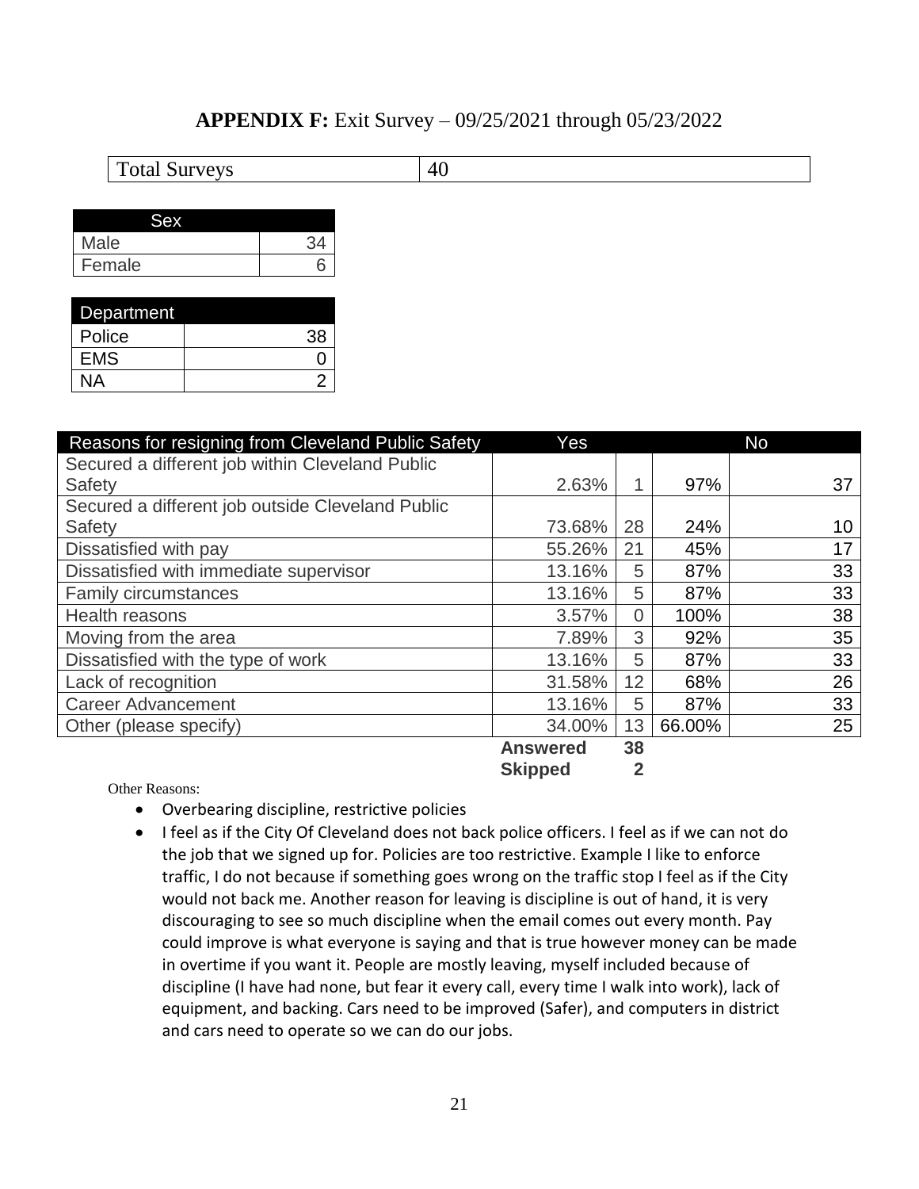**APPENDIX F:** Exit Survey – 09/25/2021 through 05/23/2022

| Total Surveys | 40 |
|---|---|

| Sex | |
|---|---|
| Male | 34 |
| Female | 6 |

| Department | |
|---|---|
| Police | 38 |
| EMS | 0 |
| NA | 2 |

| Reasons for resigning from Cleveland Public Safety | Yes | | No | |
|---|---|---|---|---|
| Secured a different job within Cleveland Public Safety | 2.63% | 1 | 97% | 37 |
| Secured a different job outside Cleveland Public Safety | 73.68% | 28 | 24% | 10 |
| Dissatisfied with pay | 55.26% | 21 | 45% | 17 |
| Dissatisfied with immediate supervisor | 13.16% | 5 | 87% | 33 |
| Family circumstances | 13.16% | 5 | 87% | 33 |
| Health reasons | 3.57% | 0 | 100% | 38 |
| Moving from the area | 7.89% | 3 | 92% | 35 |
| Dissatisfied with the type of work | 13.16% | 5 | 87% | 33 |
| Lack of recognition | 31.58% | 12 | 68% | 26 |
| Career Advancement | 13.16% | 5 | 87% | 33 |
| Other (please specify) | 34.00% | 13 | 66.00% | 25 |
| | **Answered** | **38** | | |
| | **Skipped** | **2** | | |

Other Reasons:

- Overbearing discipline, restrictive policies
- I feel as if the City Of Cleveland does not back police officers. I feel as if we can not do the job that we signed up for. Policies are too restrictive. Example I like to enforce traffic, I do not because if something goes wrong on the traffic stop I feel as if the City would not back me. Another reason for leaving is discipline is out of hand, it is very discouraging to see so much discipline when the email comes out every month. Pay could improve is what everyone is saying and that is true however money can be made in overtime if you want it. People are mostly leaving, myself included because of discipline (I have had none, but fear it every call, every time I walk into work), lack of equipment, and backing. Cars need to be improved (Safer), and computers in district and cars need to operate so we can do our jobs.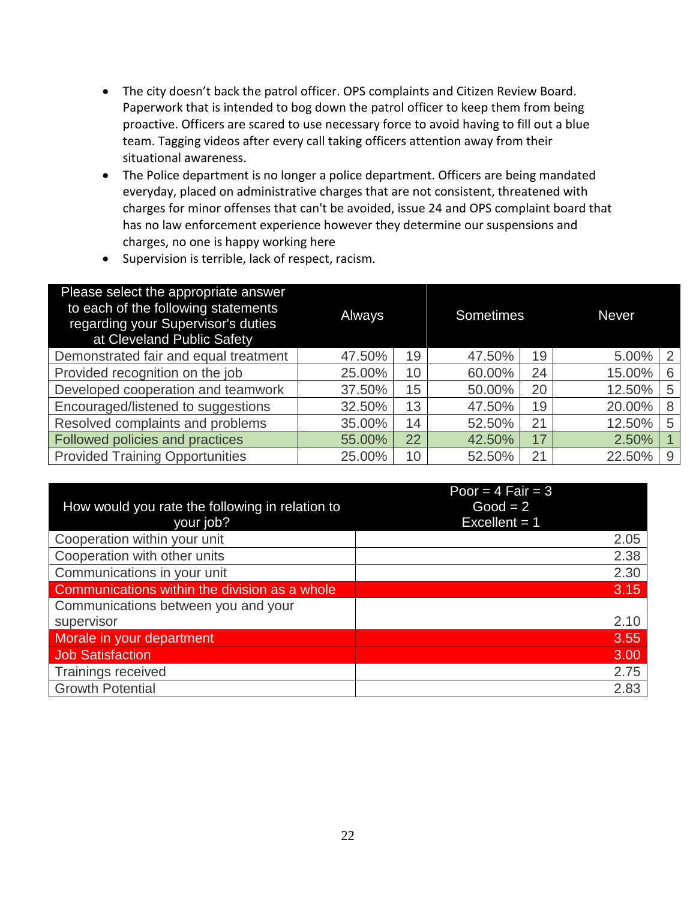- The city doesn't back the patrol officer. OPS complaints and Citizen Review Board. Paperwork that is intended to bog down the patrol officer to keep them from being proactive. Officers are scared to use necessary force to avoid having to fill out a blue team. Tagging videos after every call taking officers attention away from their situational awareness.
- The Police department is no longer a police department. Officers are being mandated everyday, placed on administrative charges that are not consistent, threatened with charges for minor offenses that can't be avoided, issue 24 and OPS complaint board that has no law enforcement experience however they determine our suspensions and charges, no one is happy working here
- Supervision is terrible, lack of respect, racism.

| Please select the appropriate answer to each of the following statements regarding your Supervisor's duties at Cleveland Public Safety | Always | | Sometimes | | Never | |
|---|---|---|---|---|---|---|
| Demonstrated fair and equal treatment | 47.50% | 19 | 47.50% | 19 | 5.00% | 2 |
| Provided recognition on the job | 25.00% | 10 | 60.00% | 24 | 15.00% | 6 |
| Developed cooperation and teamwork | 37.50% | 15 | 50.00% | 20 | 12.50% | 5 |
| Encouraged/listened to suggestions | 32.50% | 13 | 47.50% | 19 | 20.00% | 8 |
| Resolved complaints and problems | 35.00% | 14 | 52.50% | 21 | 12.50% | 5 |
| Followed policies and practices | 55.00% | 22 | 42.50% | 17 | 2.50% | 1 |
| Provided Training Opportunities | 25.00% | 10 | 52.50% | 21 | 22.50% | 9 |

| How would you rate the following in relation to your job? | Poor = 4 Fair = 3 Good = 2 Excellent = 1 |
|---|---|
| Cooperation within your unit | 2.05 |
| Cooperation with other units | 2.38 |
| Communications in your unit | 2.30 |
| Communications within the division as a whole | 3.15 |
| Communications between you and your supervisor | 2.10 |
| Morale in your department | 3.55 |
| Job Satisfaction | 3.00 |
| Trainings received | 2.75 |
| Growth Potential | 2.83 |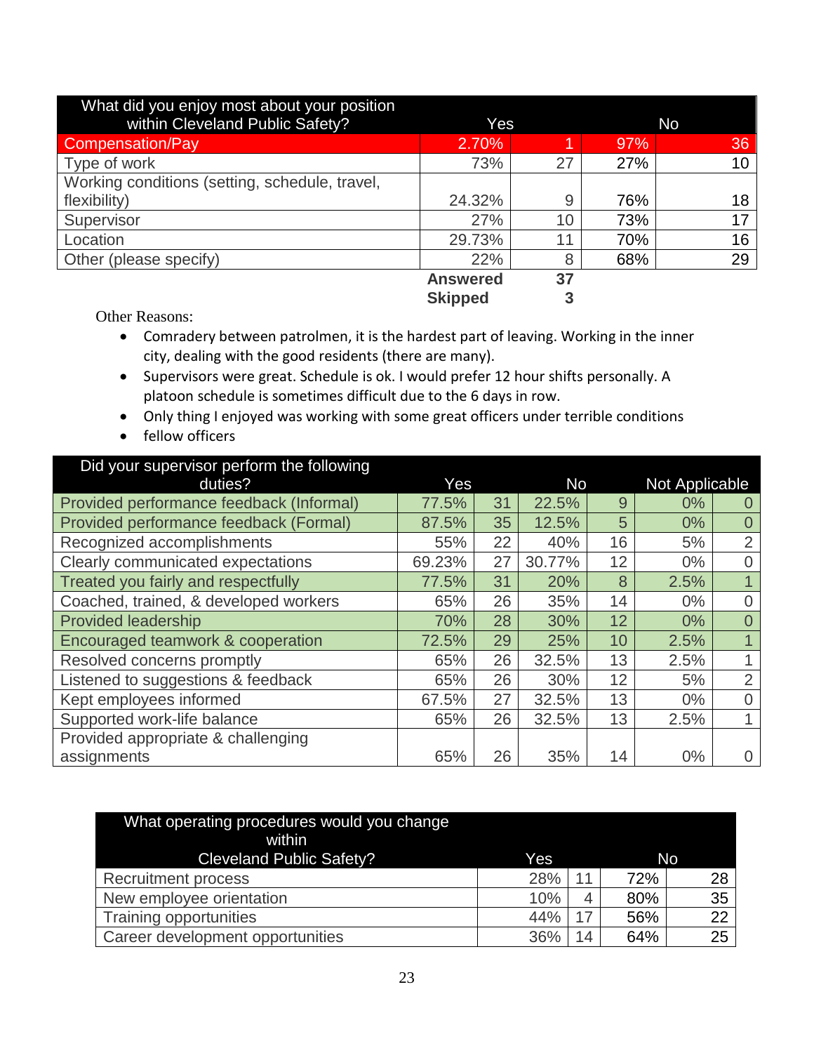| What did you enjoy most about your position within Cleveland Public Safety? | Yes | | No | |
|---|---|---|---|---|
| Compensation/Pay | 2.70% | 1 | 97% | 36 |
| Type of work | 73% | 27 | 27% | 10 |
| Working conditions (setting, schedule, travel, flexibility) | 24.32% | 9 | 76% | 18 |
| Supervisor | 27% | 10 | 73% | 17 |
| Location | 29.73% | 11 | 70% | 16 |
| Other (please specify) | 22% | 8 | 68% | 29 |
| | **Answered** | **37** | | |
| | **Skipped** | **3** | | |

Other Reasons:

- Comradery between patrolmen, it is the hardest part of leaving. Working in the inner city, dealing with the good residents (there are many).
- Supervisors were great. Schedule is ok. I would prefer 12 hour shifts personally. A platoon schedule is sometimes difficult due to the 6 days in row.
- Only thing I enjoyed was working with some great officers under terrible conditions
- fellow officers

| Did your supervisor perform the following duties? | Yes | | No | | Not Applicable | |
|---|---|---|---|---|---|---|
| Provided performance feedback (Informal) | 77.5% | 31 | 22.5% | 9 | 0% | 0 |
| Provided performance feedback (Formal) | 87.5% | 35 | 12.5% | 5 | 0% | 0 |
| Recognized accomplishments | 55% | 22 | 40% | 16 | 5% | 2 |
| Clearly communicated expectations | 69.23% | 27 | 30.77% | 12 | 0% | 0 |
| Treated you fairly and respectfully | 77.5% | 31 | 20% | 8 | 2.5% | 1 |
| Coached, trained, & developed workers | 65% | 26 | 35% | 14 | 0% | 0 |
| Provided leadership | 70% | 28 | 30% | 12 | 0% | 0 |
| Encouraged teamwork & cooperation | 72.5% | 29 | 25% | 10 | 2.5% | 1 |
| Resolved concerns promptly | 65% | 26 | 32.5% | 13 | 2.5% | 1 |
| Listened to suggestions & feedback | 65% | 26 | 30% | 12 | 5% | 2 |
| Kept employees informed | 67.5% | 27 | 32.5% | 13 | 0% | 0 |
| Supported work-life balance | 65% | 26 | 32.5% | 13 | 2.5% | 1 |
| Provided appropriate & challenging assignments | 65% | 26 | 35% | 14 | 0% | 0 |

| What operating procedures would you change within Cleveland Public Safety? | Yes | | No | |
|---|---|---|---|---|
| Recruitment process | 28% | 11 | 72% | 28 |
| New employee orientation | 10% | 4 | 80% | 35 |
| Training opportunities | 44% | 17 | 56% | 22 |
| Career development opportunities | 36% | 14 | 64% | 25 |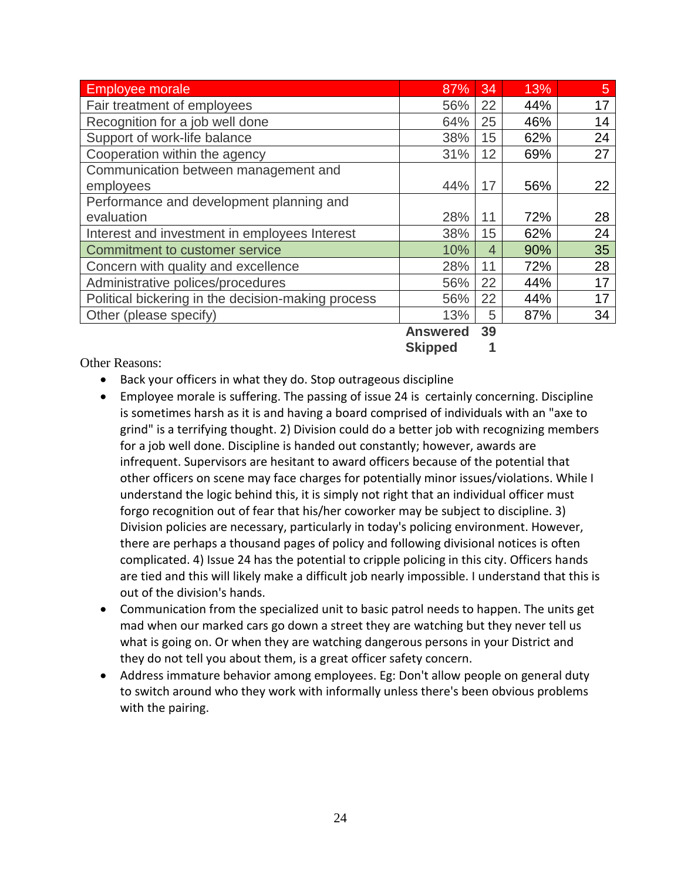| Employee morale | 87% | 34 | 13% | 5 |
|---|---|---|---|---|
| Fair treatment of employees | 56% | 22 | 44% | 17 |
| Recognition for a job well done | 64% | 25 | 46% | 14 |
| Support of work-life balance | 38% | 15 | 62% | 24 |
| Cooperation within the agency | 31% | 12 | 69% | 27 |
| Communication between management and employees | 44% | 17 | 56% | 22 |
| Performance and development planning and evaluation | 28% | 11 | 72% | 28 |
| Interest and investment in employees Interest | 38% | 15 | 62% | 24 |
| Commitment to customer service | 10% | 4 | 90% | 35 |
| Concern with quality and excellence | 28% | 11 | 72% | 28 |
| Administrative polices/procedures | 56% | 22 | 44% | 17 |
| Political bickering in the decision-making process | 56% | 22 | 44% | 17 |
| Other (please specify) | 13% | 5 | 87% | 34 |
| | **Answered** | **39** | | |
| | **Skipped** | **1** | | |

Other Reasons:

- Back your officers in what they do. Stop outrageous discipline
- Employee morale is suffering. The passing of issue 24 is certainly concerning. Discipline is sometimes harsh as it is and having a board comprised of individuals with an "axe to grind" is a terrifying thought. 2) Division could do a better job with recognizing members for a job well done. Discipline is handed out constantly; however, awards are infrequent. Supervisors are hesitant to award officers because of the potential that other officers on scene may face charges for potentially minor issues/violations. While I understand the logic behind this, it is simply not right that an individual officer must forgo recognition out of fear that his/her coworker may be subject to discipline. 3) Division policies are necessary, particularly in today's policing environment. However, there are perhaps a thousand pages of policy and following divisional notices is often complicated. 4) Issue 24 has the potential to cripple policing in this city. Officers hands are tied and this will likely make a difficult job nearly impossible. I understand that this is out of the division's hands.
- Communication from the specialized unit to basic patrol needs to happen. The units get mad when our marked cars go down a street they are watching but they never tell us what is going on. Or when they are watching dangerous persons in your District and they do not tell you about them, is a great officer safety concern.
- Address immature behavior among employees. Eg: Don't allow people on general duty to switch around who they work with informally unless there's been obvious problems with the pairing.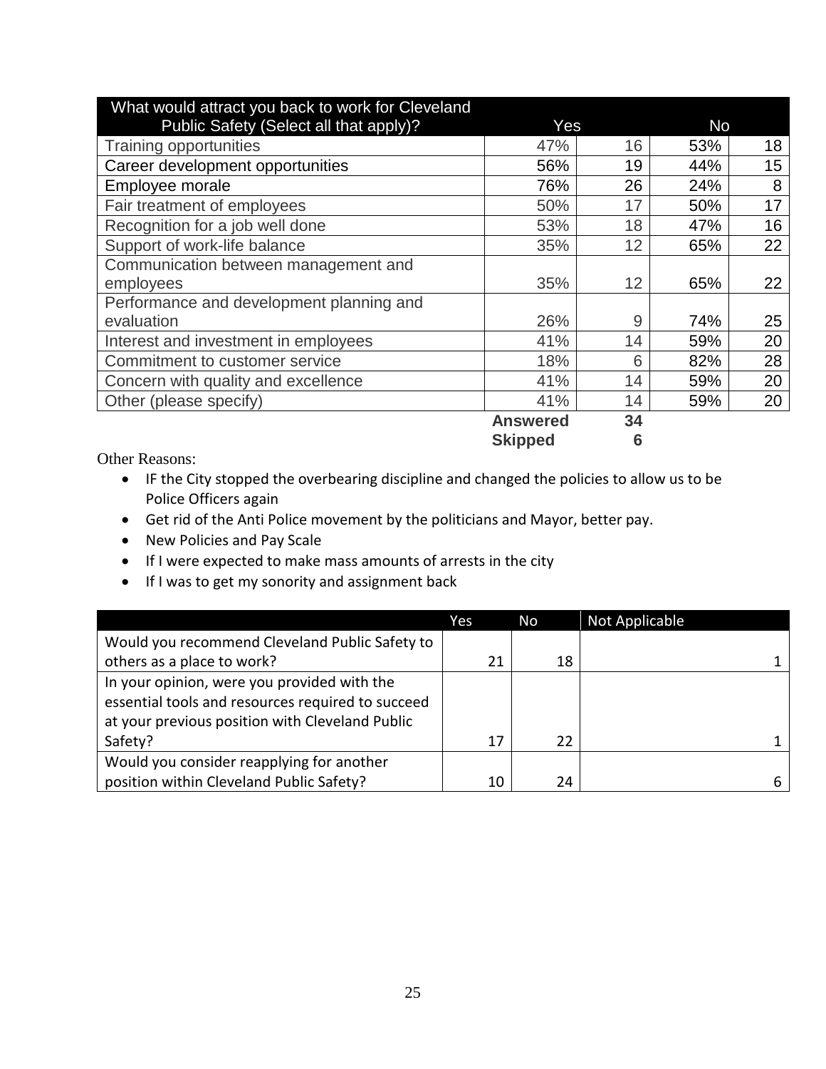| What would attract you back to work for Cleveland Public Safety (Select all that apply)? | Yes | | No | |
|---|---|---|---|---|
| Training opportunities | 47% | 16 | 53% | 18 |
| Career development opportunities | 56% | 19 | 44% | 15 |
| Employee morale | 76% | 26 | 24% | 8 |
| Fair treatment of employees | 50% | 17 | 50% | 17 |
| Recognition for a job well done | 53% | 18 | 47% | 16 |
| Support of work-life balance | 35% | 12 | 65% | 22 |
| Communication between management and employees | 35% | 12 | 65% | 22 |
| Performance and development planning and evaluation | 26% | 9 | 74% | 25 |
| Interest and investment in employees | 41% | 14 | 59% | 20 |
| Commitment to customer service | 18% | 6 | 82% | 28 |
| Concern with quality and excellence | 41% | 14 | 59% | 20 |
| Other (please specify) | 41% | 14 | 59% | 20 |
| | **Answered** | **34** | | |
| | **Skipped** | **6** | | |

Other Reasons:

- IF the City stopped the overbearing discipline and changed the policies to allow us to be Police Officers again
- Get rid of the Anti Police movement by the politicians and Mayor, better pay.
- New Policies and Pay Scale
- If I were expected to make mass amounts of arrests in the city
- If I was to get my sonority and assignment back

| | Yes | No | Not Applicable |
|---|---|---|---|
| Would you recommend Cleveland Public Safety to others as a place to work? | 21 | 18 | 1 |
| In your opinion, were you provided with the essential tools and resources required to succeed at your previous position with Cleveland Public Safety? | 17 | 22 | 1 |
| Would you consider reapplying for another position within Cleveland Public Safety? | 10 | 24 | 6 |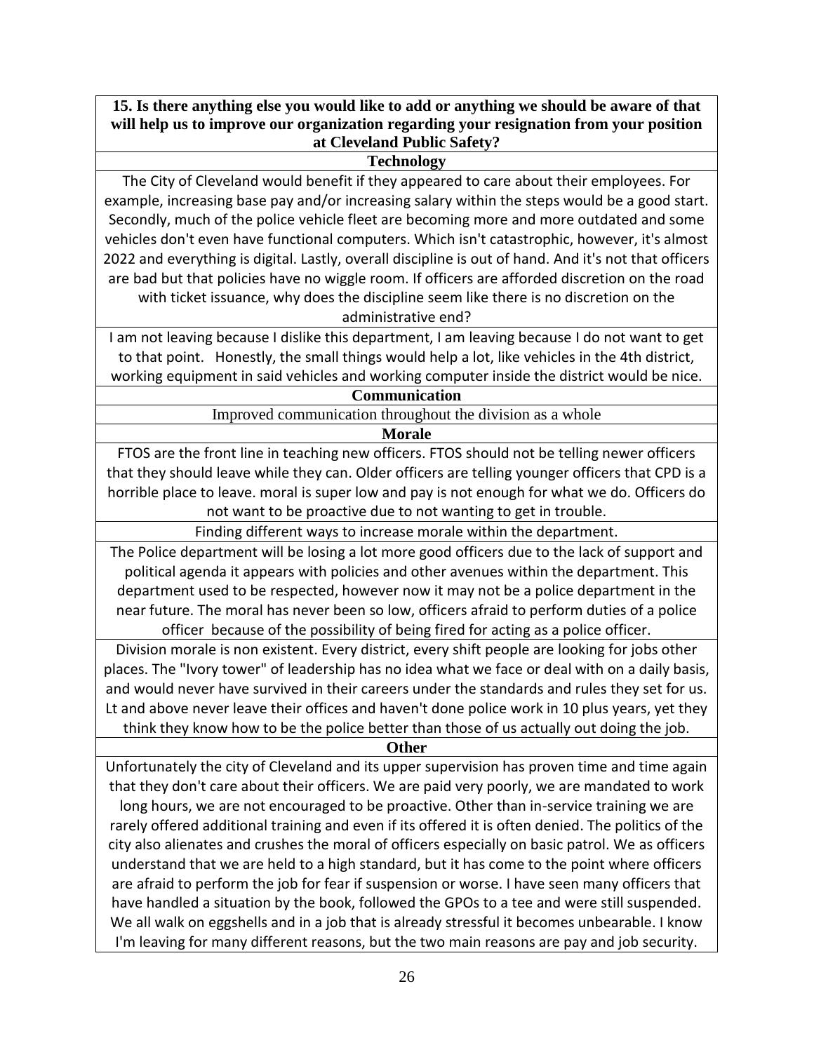| 15. Is there anything else you would like to add or anything we should be aware of that will help us to improve our organization regarding your resignation from your position at Cleveland Public Safety? |
|---|
| **Technology** |
| The City of Cleveland would benefit if they appeared to care about their employees. For example, increasing base pay and/or increasing salary within the steps would be a good start. Secondly, much of the police vehicle fleet are becoming more and more outdated and some vehicles don't even have functional computers. Which isn't catastrophic, however, it's almost 2022 and everything is digital. Lastly, overall discipline is out of hand. And it's not that officers are bad but that policies have no wiggle room. If officers are afforded discretion on the road with ticket issuance, why does the discipline seem like there is no discretion on the administrative end? |
| I am not leaving because I dislike this department, I am leaving because I do not want to get to that point. Honestly, the small things would help a lot, like vehicles in the 4th district, working equipment in said vehicles and working computer inside the district would be nice. |
| **Communication** |
| Improved communication throughout the division as a whole |
| **Morale** |
| FTOS are the front line in teaching new officers. FTOS should not be telling newer officers that they should leave while they can. Older officers are telling younger officers that CPD is a horrible place to leave. moral is super low and pay is not enough for what we do. Officers do not want to be proactive due to not wanting to get in trouble. |
| Finding different ways to increase morale within the department. |
| The Police department will be losing a lot more good officers due to the lack of support and political agenda it appears with policies and other avenues within the department. This department used to be respected, however now it may not be a police department in the near future. The moral has never been so low, officers afraid to perform duties of a police officer because of the possibility of being fired for acting as a police officer. |
| Division morale is non existent. Every district, every shift people are looking for jobs other places. The "Ivory tower" of leadership has no idea what we face or deal with on a daily basis, and would never have survived in their careers under the standards and rules they set for us. Lt and above never leave their offices and haven't done police work in 10 plus years, yet they think they know how to be the police better than those of us actually out doing the job. |
| **Other** |
| Unfortunately the city of Cleveland and its upper supervision has proven time and time again that they don't care about their officers. We are paid very poorly, we are mandated to work long hours, we are not encouraged to be proactive. Other than in-service training we are rarely offered additional training and even if its offered it is often denied. The politics of the city also alienates and crushes the moral of officers especially on basic patrol. We as officers understand that we are held to a high standard, but it has come to the point where officers are afraid to perform the job for fear if suspension or worse. I have seen many officers that have handled a situation by the book, followed the GPOs to a tee and were still suspended. We all walk on eggshells and in a job that is already stressful it becomes unbearable. I know I'm leaving for many different reasons, but the two main reasons are pay and job security. |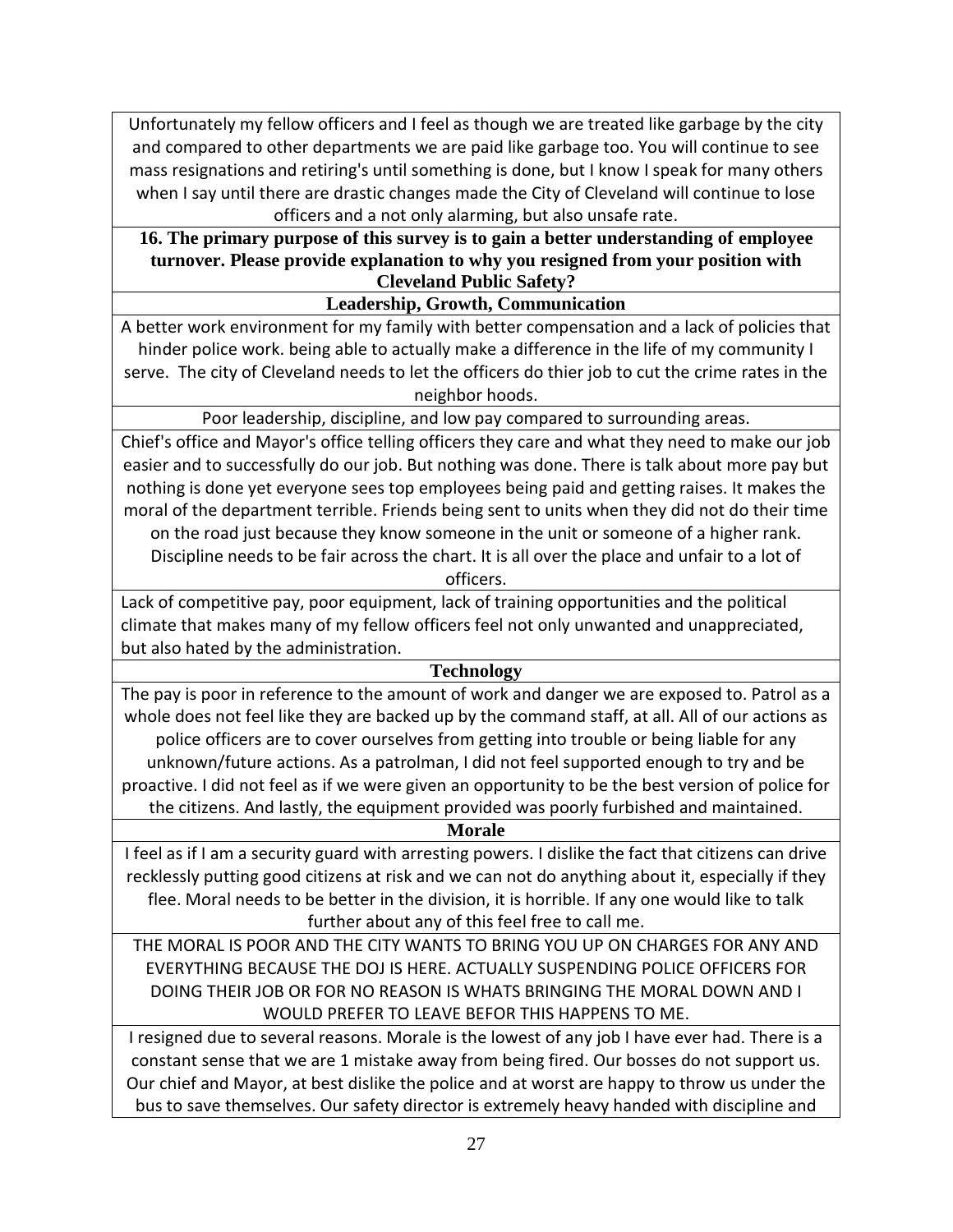| Unfortunately my fellow officers and I feel as though we are treated like garbage by the city and compared to other departments we are paid like garbage too. You will continue to see mass resignations and retiring's until something is done, but I know I speak for many others when I say until there are drastic changes made the City of Cleveland will continue to lose officers and a not only alarming, but also unsafe rate. |
|---|
| **16. The primary purpose of this survey is to gain a better understanding of employee turnover. Please provide explanation to why you resigned from your position with Cleveland Public Safety?** |
| **Leadership, Growth, Communication** |
| A better work environment for my family with better compensation and a lack of policies that hinder police work. being able to actually make a difference in the life of my community I serve. The city of Cleveland needs to let the officers do thier job to cut the crime rates in the neighbor hoods. |
| Poor leadership, discipline, and low pay compared to surrounding areas. |
| Chief's office and Mayor's office telling officers they care and what they need to make our job easier and to successfully do our job. But nothing was done. There is talk about more pay but nothing is done yet everyone sees top employees being paid and getting raises. It makes the moral of the department terrible. Friends being sent to units when they did not do their time on the road just because they know someone in the unit or someone of a higher rank. Discipline needs to be fair across the chart. It is all over the place and unfair to a lot of officers. |
| Lack of competitive pay, poor equipment, lack of training opportunities and the political climate that makes many of my fellow officers feel not only unwanted and unappreciated, but also hated by the administration. |
| **Technology** |
| The pay is poor in reference to the amount of work and danger we are exposed to. Patrol as a whole does not feel like they are backed up by the command staff, at all. All of our actions as police officers are to cover ourselves from getting into trouble or being liable for any unknown/future actions. As a patrolman, I did not feel supported enough to try and be proactive. I did not feel as if we were given an opportunity to be the best version of police for the citizens. And lastly, the equipment provided was poorly furbished and maintained. |
| **Morale** |
| I feel as if I am a security guard with arresting powers. I dislike the fact that citizens can drive recklessly putting good citizens at risk and we can not do anything about it, especially if they flee. Moral needs to be better in the division, it is horrible. If any one would like to talk further about any of this feel free to call me. |
| THE MORAL IS POOR AND THE CITY WANTS TO BRING YOU UP ON CHARGES FOR ANY AND EVERYTHING BECAUSE THE DOJ IS HERE. ACTUALLY SUSPENDING POLICE OFFICERS FOR DOING THEIR JOB OR FOR NO REASON IS WHATS BRINGING THE MORAL DOWN AND I WOULD PREFER TO LEAVE BEFOR THIS HAPPENS TO ME. |
| I resigned due to several reasons. Morale is the lowest of any job I have ever had. There is a constant sense that we are 1 mistake away from being fired. Our bosses do not support us. Our chief and Mayor, at best dislike the police and at worst are happy to throw us under the bus to save themselves. Our safety director is extremely heavy handed with discipline and |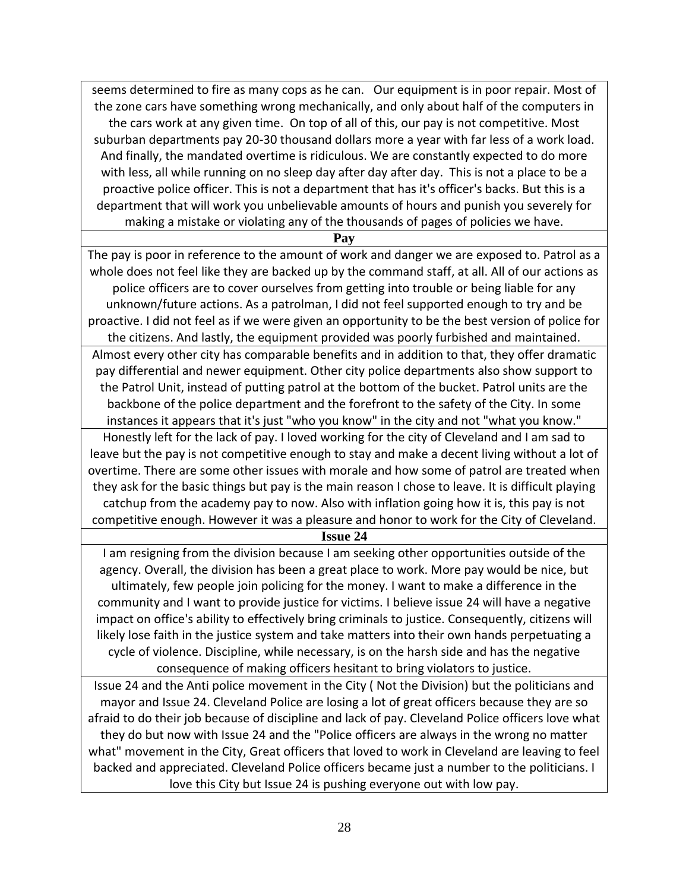| |
|---|
| seems determined to fire as many cops as he can. Our equipment is in poor repair. Most of the zone cars have something wrong mechanically, and only about half of the computers in the cars work at any given time. On top of all of this, our pay is not competitive. Most suburban departments pay 20-30 thousand dollars more a year with far less of a work load. And finally, the mandated overtime is ridiculous. We are constantly expected to do more with less, all while running on no sleep day after day after day. This is not a place to be a proactive police officer. This is not a department that has it's officer's backs. But this is a department that will work you unbelievable amounts of hours and punish you severely for making a mistake or violating any of the thousands of pages of policies we have. |
| **Pay** |
| The pay is poor in reference to the amount of work and danger we are exposed to. Patrol as a whole does not feel like they are backed up by the command staff, at all. All of our actions as police officers are to cover ourselves from getting into trouble or being liable for any unknown/future actions. As a patrolman, I did not feel supported enough to try and be proactive. I did not feel as if we were given an opportunity to be the best version of police for the citizens. And lastly, the equipment provided was poorly furbished and maintained. |
| Almost every other city has comparable benefits and in addition to that, they offer dramatic pay differential and newer equipment. Other city police departments also show support to the Patrol Unit, instead of putting patrol at the bottom of the bucket. Patrol units are the backbone of the police department and the forefront to the safety of the City. In some instances it appears that it's just "who you know" in the city and not "what you know." |
| Honestly left for the lack of pay. I loved working for the city of Cleveland and I am sad to leave but the pay is not competitive enough to stay and make a decent living without a lot of overtime. There are some other issues with morale and how some of patrol are treated when they ask for the basic things but pay is the main reason I chose to leave. It is difficult playing catchup from the academy pay to now. Also with inflation going how it is, this pay is not competitive enough. However it was a pleasure and honor to work for the City of Cleveland. |
| **Issue 24** |
| I am resigning from the division because I am seeking other opportunities outside of the agency. Overall, the division has been a great place to work. More pay would be nice, but ultimately, few people join policing for the money. I want to make a difference in the community and I want to provide justice for victims. I believe issue 24 will have a negative impact on office's ability to effectively bring criminals to justice. Consequently, citizens will likely lose faith in the justice system and take matters into their own hands perpetuating a cycle of violence. Discipline, while necessary, is on the harsh side and has the negative consequence of making officers hesitant to bring violators to justice. |
| Issue 24 and the Anti police movement in the City ( Not the Division) but the politicians and mayor and Issue 24. Cleveland Police are losing a lot of great officers because they are so afraid to do their job because of discipline and lack of pay. Cleveland Police officers love what they do but now with Issue 24 and the "Police officers are always in the wrong no matter what" movement in the City, Great officers that loved to work in Cleveland are leaving to feel backed and appreciated. Cleveland Police officers became just a number to the politicians. I love this City but Issue 24 is pushing everyone out with low pay. |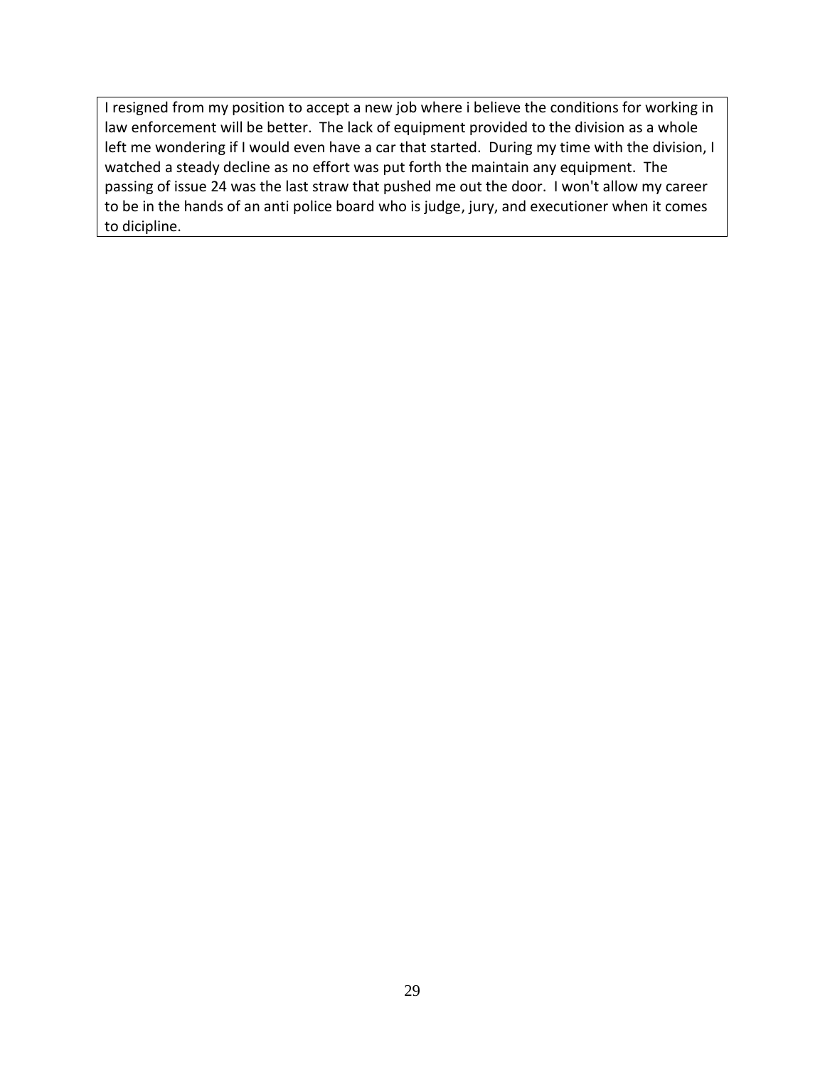I resigned from my position to accept a new job where i believe the conditions for working in law enforcement will be better. The lack of equipment provided to the division as a whole left me wondering if I would even have a car that started. During my time with the division, I watched a steady decline as no effort was put forth the maintain any equipment. The passing of issue 24 was the last straw that pushed me out the door. I won't allow my career to be in the hands of an anti police board who is judge, jury, and executioner when it comes to dicipline.